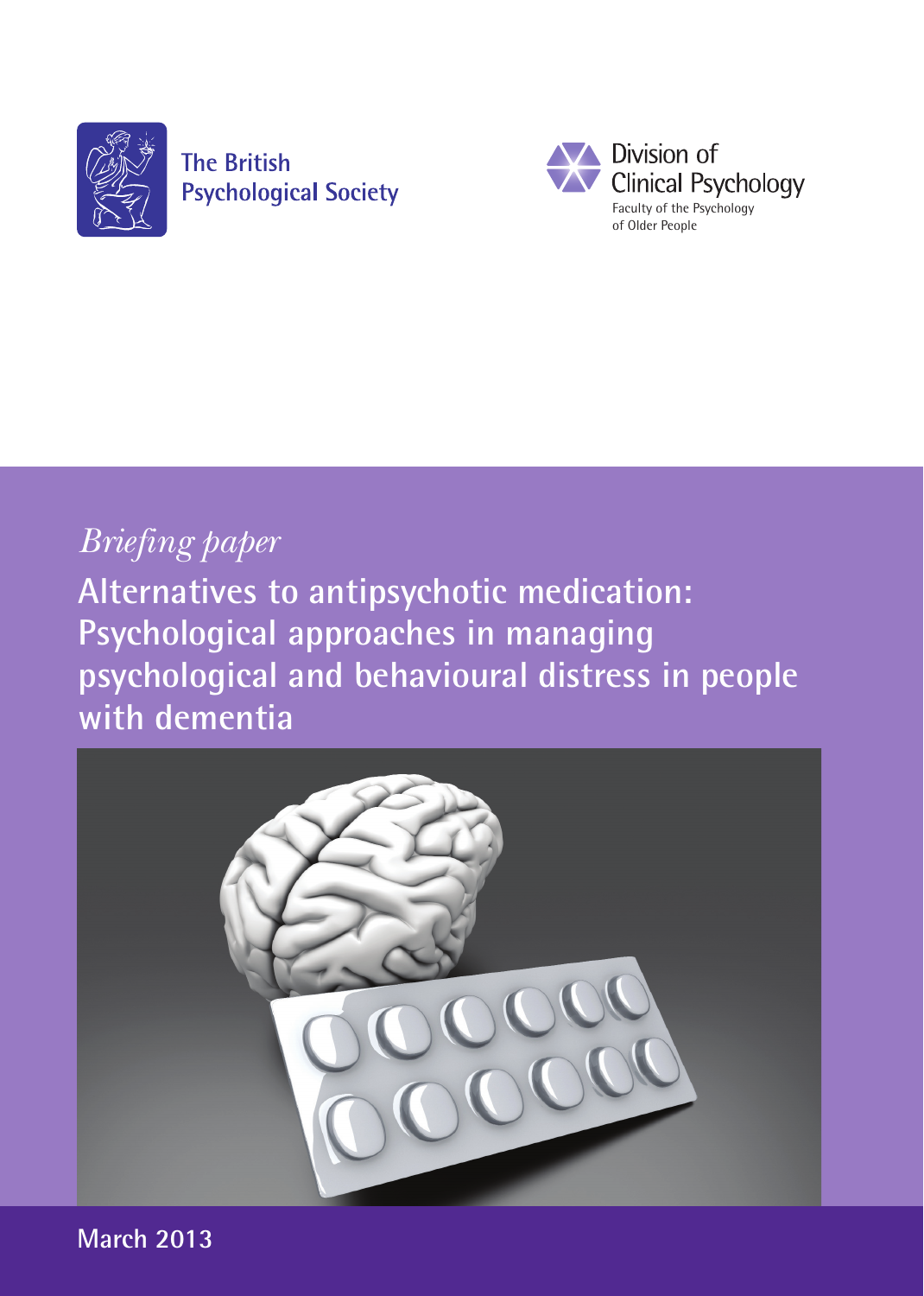The British Psychological Society

Division of Clinical Psychology

Faculty of the Psychology of Older People

*Briefing paper*

# Alternatives to antipsychotic medication: Psychological approaches in managing psychological and behavioural distress in people with dementia

March 2013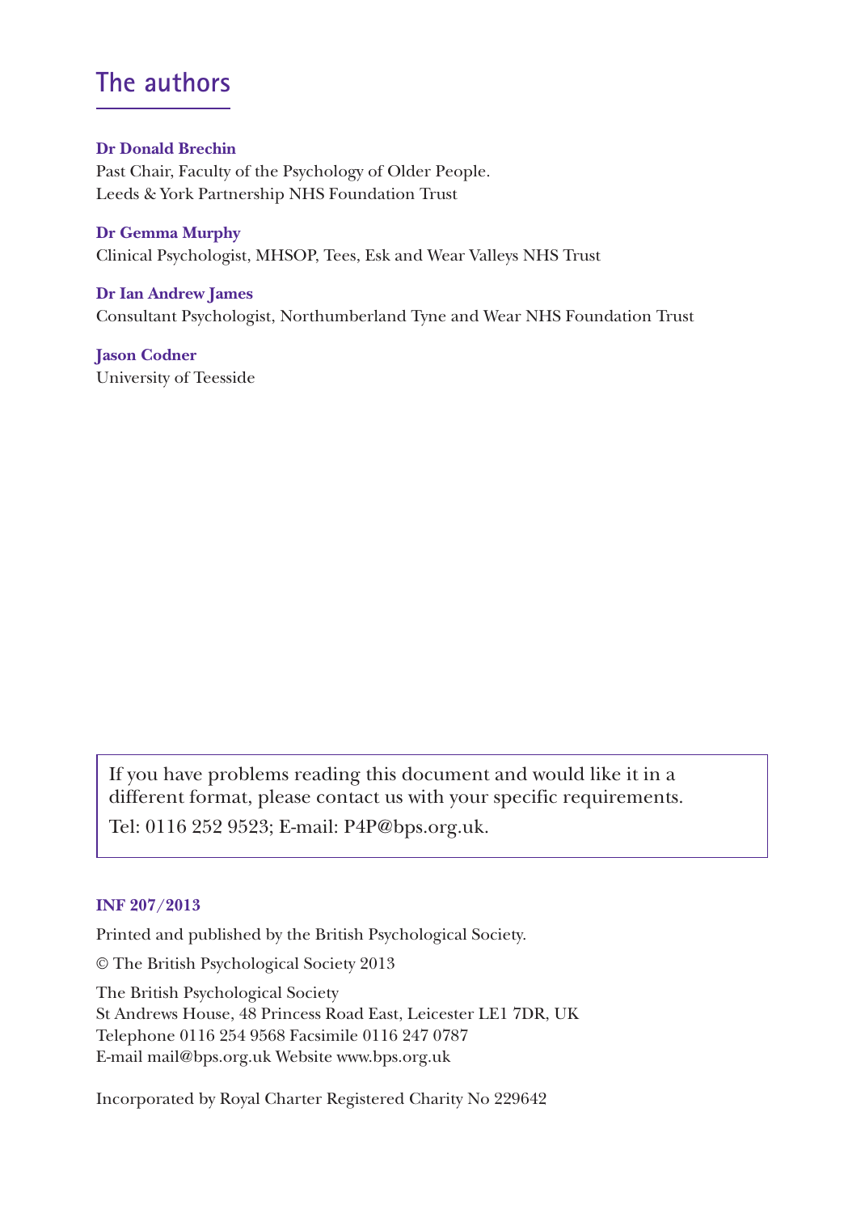## The authors

**Dr Donald Brechin**
Past Chair, Faculty of the Psychology of Older People.
Leeds & York Partnership NHS Foundation Trust

**Dr Gemma Murphy**
Clinical Psychologist, MHSOP, Tees, Esk and Wear Valleys NHS Trust

**Dr Ian Andrew James**
Consultant Psychologist, Northumberland Tyne and Wear NHS Foundation Trust

**Jason Codner**
University of Teesside

> If you have problems reading this document and would like it in a different format, please contact us with your specific requirements.
> Tel: 0116 252 9523; E-mail: P4P@bps.org.uk.

**INF 207/2013**

Printed and published by the British Psychological Society.

© The British Psychological Society 2013

The British Psychological Society
St Andrews House, 48 Princess Road East, Leicester LE1 7DR, UK
Telephone 0116 254 9568 Facsimile 0116 247 0787
E-mail mail@bps.org.uk Website www.bps.org.uk

Incorporated by Royal Charter Registered Charity No 229642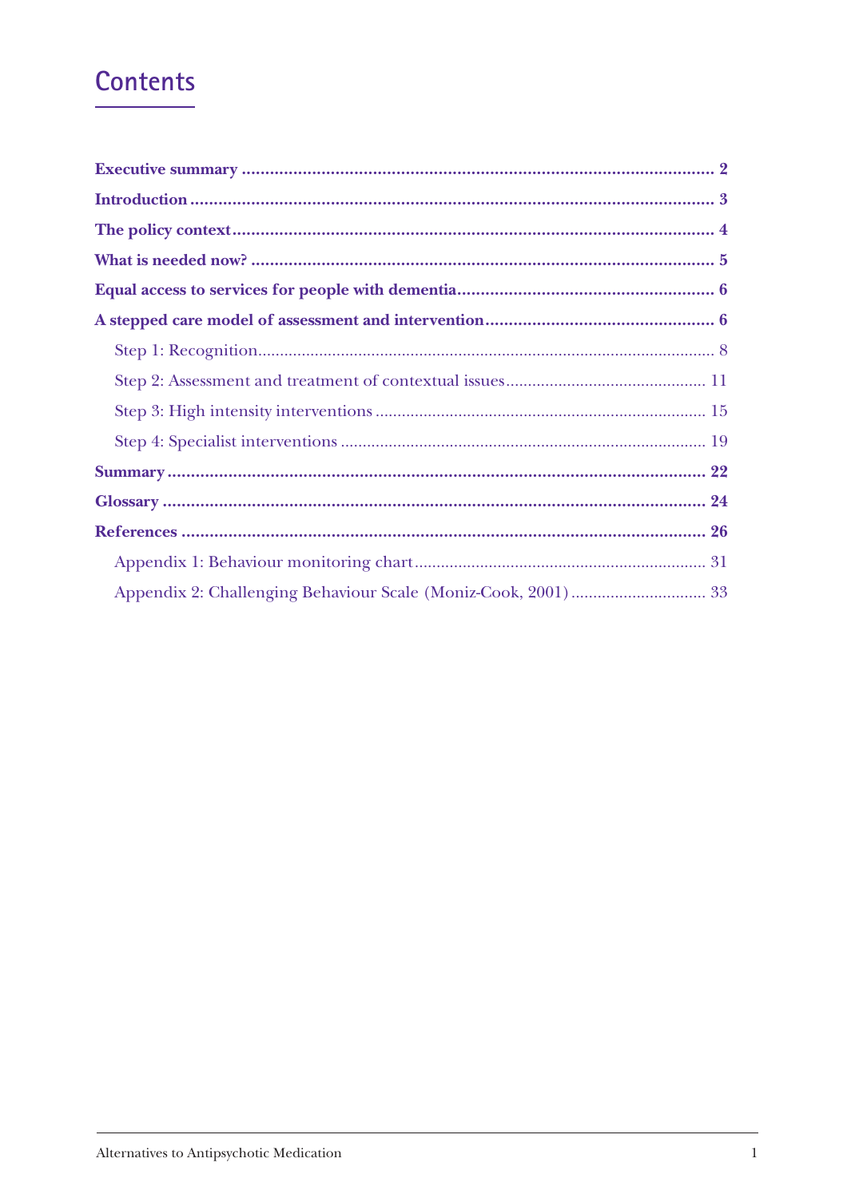# Contents

**Executive summary** .................................................................................................. **2**

**Introduction** .................................................................................................. **3**

**The policy context** .................................................................................................. **4**

**What is needed now?** .................................................................................................. **5**

**Equal access to services for people with dementia** .................................................................................................. **6**

**A stepped care model of assessment and intervention** .................................................................................................. **6**

- Step 1: Recognition .................................................................................................. 8
- Step 2: Assessment and treatment of contextual issues .................................................................................................. 11
- Step 3: High intensity interventions .................................................................................................. 15
- Step 4: Specialist interventions .................................................................................................. 19

**Summary** .................................................................................................. **22**

**Glossary** .................................................................................................. **24**

**References** .................................................................................................. **26**

- Appendix 1: Behaviour monitoring chart .................................................................................................. 31
- Appendix 2: Challenging Behaviour Scale (Moniz-Cook, 2001) .................................................................................................. 33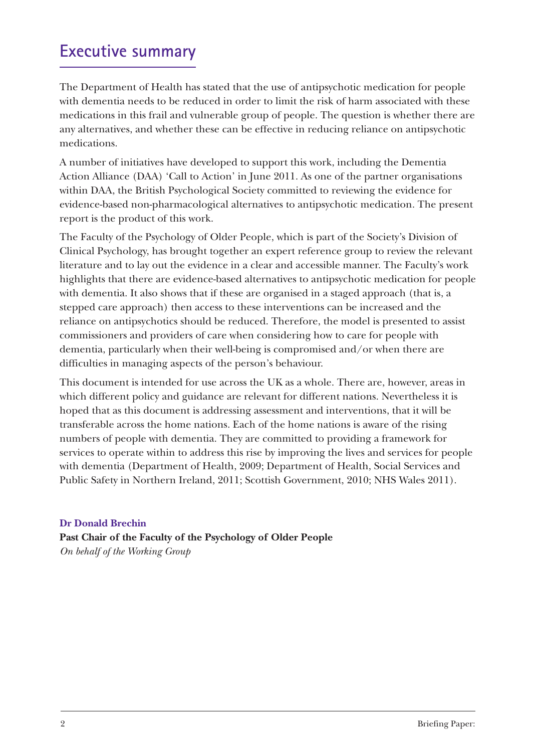# Executive summary

The Department of Health has stated that the use of antipsychotic medication for people with dementia needs to be reduced in order to limit the risk of harm associated with these medications in this frail and vulnerable group of people. The question is whether there are any alternatives, and whether these can be effective in reducing reliance on antipsychotic medications.

A number of initiatives have developed to support this work, including the Dementia Action Alliance (DAA) 'Call to Action' in June 2011. As one of the partner organisations within DAA, the British Psychological Society committed to reviewing the evidence for evidence-based non-pharmacological alternatives to antipsychotic medication. The present report is the product of this work.

The Faculty of the Psychology of Older People, which is part of the Society's Division of Clinical Psychology, has brought together an expert reference group to review the relevant literature and to lay out the evidence in a clear and accessible manner. The Faculty's work highlights that there are evidence-based alternatives to antipsychotic medication for people with dementia. It also shows that if these are organised in a staged approach (that is, a stepped care approach) then access to these interventions can be increased and the reliance on antipsychotics should be reduced. Therefore, the model is presented to assist commissioners and providers of care when considering how to care for people with dementia, particularly when their well-being is compromised and/or when there are difficulties in managing aspects of the person's behaviour.

This document is intended for use across the UK as a whole. There are, however, areas in which different policy and guidance are relevant for different nations. Nevertheless it is hoped that as this document is addressing assessment and interventions, that it will be transferable across the home nations. Each of the home nations is aware of the rising numbers of people with dementia. They are committed to providing a framework for services to operate within to address this rise by improving the lives and services for people with dementia (Department of Health, 2009; Department of Health, Social Services and Public Safety in Northern Ireland, 2011; Scottish Government, 2010; NHS Wales 2011).

**Dr Donald Brechin**
**Past Chair of the Faculty of the Psychology of Older People**
*On behalf of the Working Group*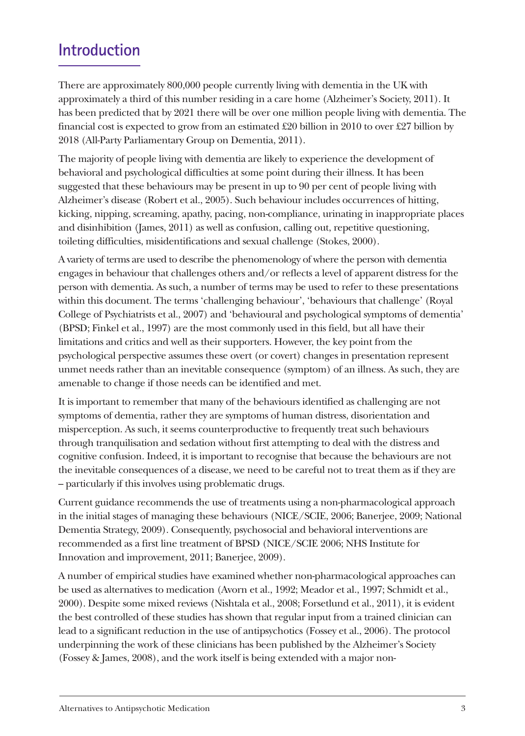# Introduction

There are approximately 800,000 people currently living with dementia in the UK with approximately a third of this number residing in a care home (Alzheimer's Society, 2011). It has been predicted that by 2021 there will be over one million people living with dementia. The financial cost is expected to grow from an estimated £20 billion in 2010 to over £27 billion by 2018 (All-Party Parliamentary Group on Dementia, 2011).

The majority of people living with dementia are likely to experience the development of behavioral and psychological difficulties at some point during their illness. It has been suggested that these behaviours may be present in up to 90 per cent of people living with Alzheimer's disease (Robert et al., 2005). Such behaviour includes occurrences of hitting, kicking, nipping, screaming, apathy, pacing, non-compliance, urinating in inappropriate places and disinhibition (James, 2011) as well as confusion, calling out, repetitive questioning, toileting difficulties, misidentifications and sexual challenge (Stokes, 2000).

A variety of terms are used to describe the phenomenology of where the person with dementia engages in behaviour that challenges others and/or reflects a level of apparent distress for the person with dementia. As such, a number of terms may be used to refer to these presentations within this document. The terms 'challenging behaviour', 'behaviours that challenge' (Royal College of Psychiatrists et al., 2007) and 'behavioural and psychological symptoms of dementia' (BPSD; Finkel et al., 1997) are the most commonly used in this field, but all have their limitations and critics and well as their supporters. However, the key point from the psychological perspective assumes these overt (or covert) changes in presentation represent unmet needs rather than an inevitable consequence (symptom) of an illness. As such, they are amenable to change if those needs can be identified and met.

It is important to remember that many of the behaviours identified as challenging are not symptoms of dementia, rather they are symptoms of human distress, disorientation and misperception. As such, it seems counterproductive to frequently treat such behaviours through tranquilisation and sedation without first attempting to deal with the distress and cognitive confusion. Indeed, it is important to recognise that because the behaviours are not the inevitable consequences of a disease, we need to be careful not to treat them as if they are – particularly if this involves using problematic drugs.

Current guidance recommends the use of treatments using a non-pharmacological approach in the initial stages of managing these behaviours (NICE/SCIE, 2006; Banerjee, 2009; National Dementia Strategy, 2009). Consequently, psychosocial and behavioral interventions are recommended as a first line treatment of BPSD (NICE/SCIE 2006; NHS Institute for Innovation and improvement, 2011; Banerjee, 2009).

A number of empirical studies have examined whether non-pharmacological approaches can be used as alternatives to medication (Avorn et al., 1992; Meador et al., 1997; Schmidt et al., 2000). Despite some mixed reviews (Nishtala et al., 2008; Forsetlund et al., 2011), it is evident the best controlled of these studies has shown that regular input from a trained clinician can lead to a significant reduction in the use of antipsychotics (Fossey et al., 2006). The protocol underpinning the work of these clinicians has been published by the Alzheimer's Society (Fossey & James, 2008), and the work itself is being extended with a major non-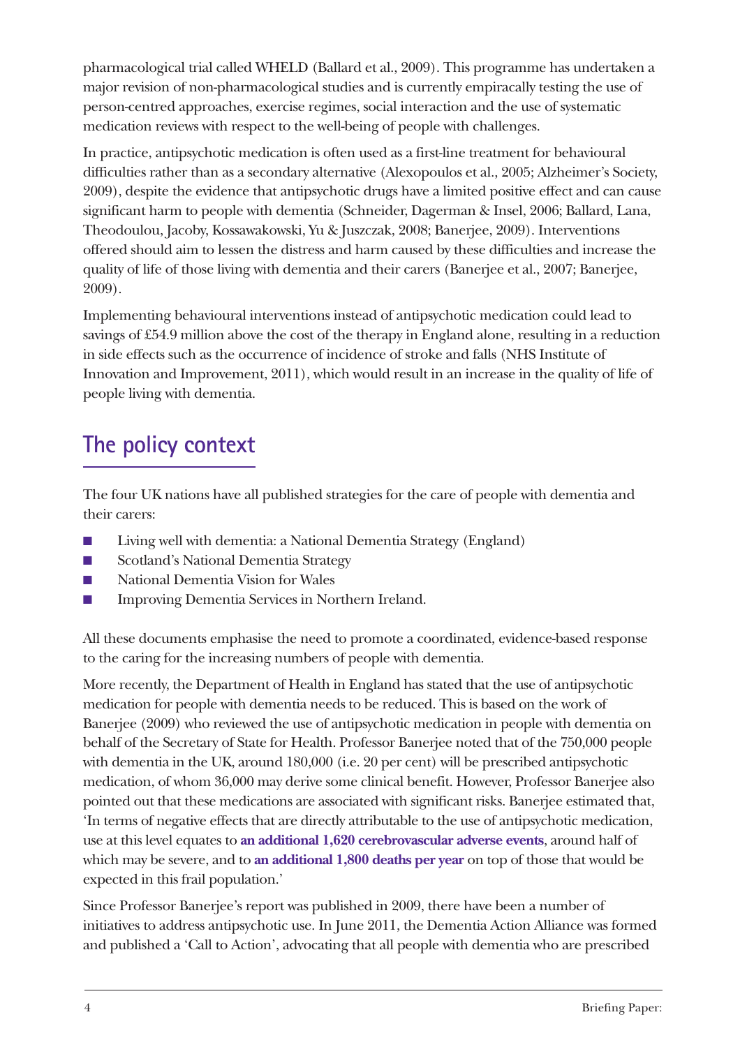pharmacological trial called WHELD (Ballard et al., 2009). This programme has undertaken a major revision of non-pharmacological studies and is currently empiracally testing the use of person-centred approaches, exercise regimes, social interaction and the use of systematic medication reviews with respect to the well-being of people with challenges.

In practice, antipsychotic medication is often used as a first-line treatment for behavioural difficulties rather than as a secondary alternative (Alexopoulos et al., 2005; Alzheimer's Society, 2009), despite the evidence that antipsychotic drugs have a limited positive effect and can cause significant harm to people with dementia (Schneider, Dagerman & Insel, 2006; Ballard, Lana, Theodoulou, Jacoby, Kossawakowski, Yu & Juszczak, 2008; Banerjee, 2009). Interventions offered should aim to lessen the distress and harm caused by these difficulties and increase the quality of life of those living with dementia and their carers (Banerjee et al., 2007; Banerjee, 2009).

Implementing behavioural interventions instead of antipsychotic medication could lead to savings of £54.9 million above the cost of the therapy in England alone, resulting in a reduction in side effects such as the occurrence of incidence of stroke and falls (NHS Institute of Innovation and Improvement, 2011), which would result in an increase in the quality of life of people living with dementia.

## The policy context

The four UK nations have all published strategies for the care of people with dementia and their carers:

- Living well with dementia: a National Dementia Strategy (England)
- Scotland's National Dementia Strategy
- National Dementia Vision for Wales
- Improving Dementia Services in Northern Ireland.

All these documents emphasise the need to promote a coordinated, evidence-based response to the caring for the increasing numbers of people with dementia.

More recently, the Department of Health in England has stated that the use of antipsychotic medication for people with dementia needs to be reduced. This is based on the work of Banerjee (2009) who reviewed the use of antipsychotic medication in people with dementia on behalf of the Secretary of State for Health. Professor Banerjee noted that of the 750,000 people with dementia in the UK, around 180,000 (i.e. 20 per cent) will be prescribed antipsychotic medication, of whom 36,000 may derive some clinical benefit. However, Professor Banerjee also pointed out that these medications are associated with significant risks. Banerjee estimated that, 'In terms of negative effects that are directly attributable to the use of antipsychotic medication, use at this level equates to **an additional 1,620 cerebrovascular adverse events**, around half of which may be severe, and to **an additional 1,800 deaths per year** on top of those that would be expected in this frail population.'

Since Professor Banerjee's report was published in 2009, there have been a number of initiatives to address antipsychotic use. In June 2011, the Dementia Action Alliance was formed and published a 'Call to Action', advocating that all people with dementia who are prescribed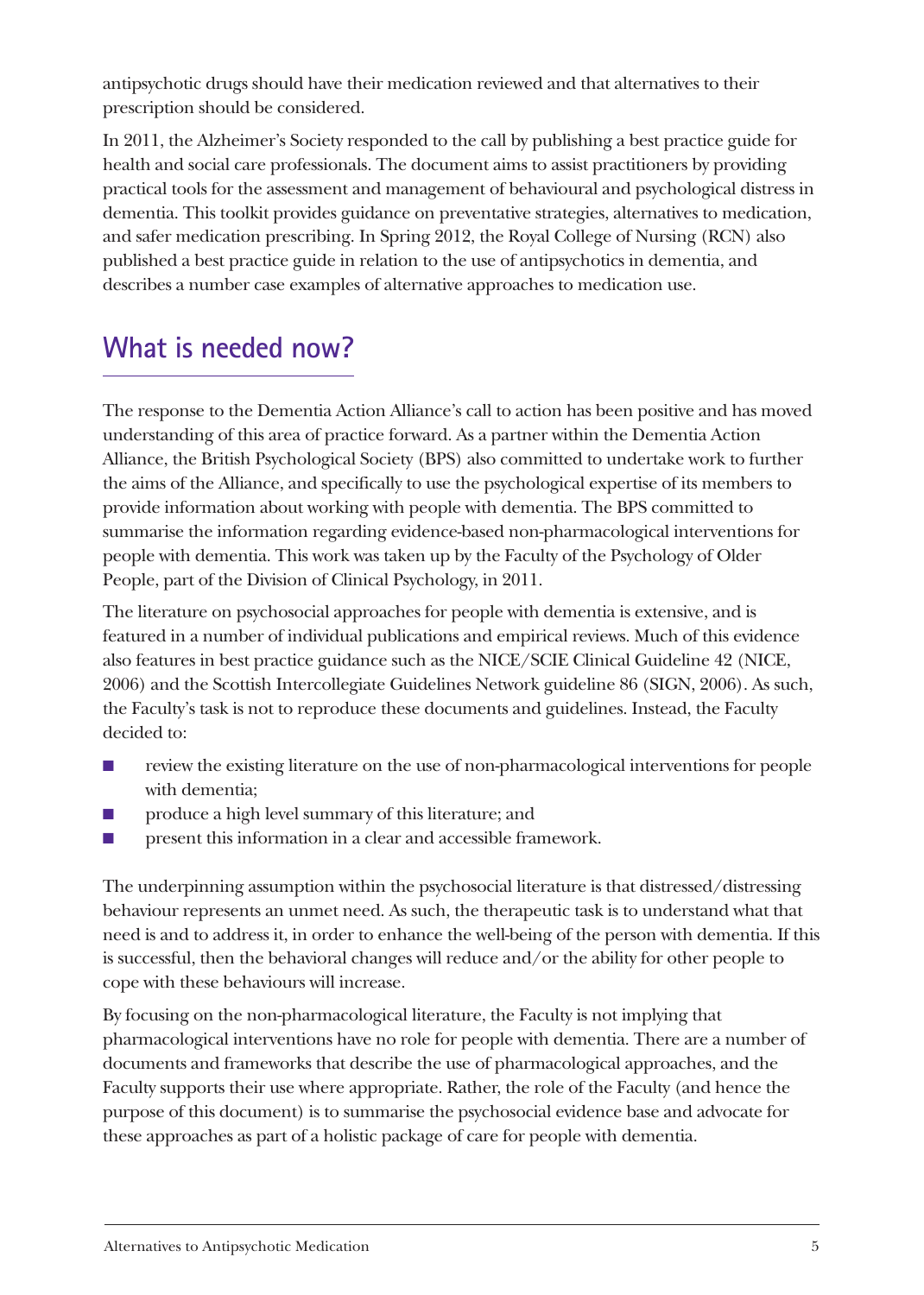antipsychotic drugs should have their medication reviewed and that alternatives to their prescription should be considered.

In 2011, the Alzheimer's Society responded to the call by publishing a best practice guide for health and social care professionals. The document aims to assist practitioners by providing practical tools for the assessment and management of behavioural and psychological distress in dementia. This toolkit provides guidance on preventative strategies, alternatives to medication, and safer medication prescribing. In Spring 2012, the Royal College of Nursing (RCN) also published a best practice guide in relation to the use of antipsychotics in dementia, and describes a number case examples of alternative approaches to medication use.

## What is needed now?

The response to the Dementia Action Alliance's call to action has been positive and has moved understanding of this area of practice forward. As a partner within the Dementia Action Alliance, the British Psychological Society (BPS) also committed to undertake work to further the aims of the Alliance, and specifically to use the psychological expertise of its members to provide information about working with people with dementia. The BPS committed to summarise the information regarding evidence-based non-pharmacological interventions for people with dementia. This work was taken up by the Faculty of the Psychology of Older People, part of the Division of Clinical Psychology, in 2011.

The literature on psychosocial approaches for people with dementia is extensive, and is featured in a number of individual publications and empirical reviews. Much of this evidence also features in best practice guidance such as the NICE/SCIE Clinical Guideline 42 (NICE, 2006) and the Scottish Intercollegiate Guidelines Network guideline 86 (SIGN, 2006). As such, the Faculty's task is not to reproduce these documents and guidelines. Instead, the Faculty decided to:

- review the existing literature on the use of non-pharmacological interventions for people with dementia;
- produce a high level summary of this literature; and
- present this information in a clear and accessible framework.

The underpinning assumption within the psychosocial literature is that distressed/distressing behaviour represents an unmet need. As such, the therapeutic task is to understand what that need is and to address it, in order to enhance the well-being of the person with dementia. If this is successful, then the behavioral changes will reduce and/or the ability for other people to cope with these behaviours will increase.

By focusing on the non-pharmacological literature, the Faculty is not implying that pharmacological interventions have no role for people with dementia. There are a number of documents and frameworks that describe the use of pharmacological approaches, and the Faculty supports their use where appropriate. Rather, the role of the Faculty (and hence the purpose of this document) is to summarise the psychosocial evidence base and advocate for these approaches as part of a holistic package of care for people with dementia.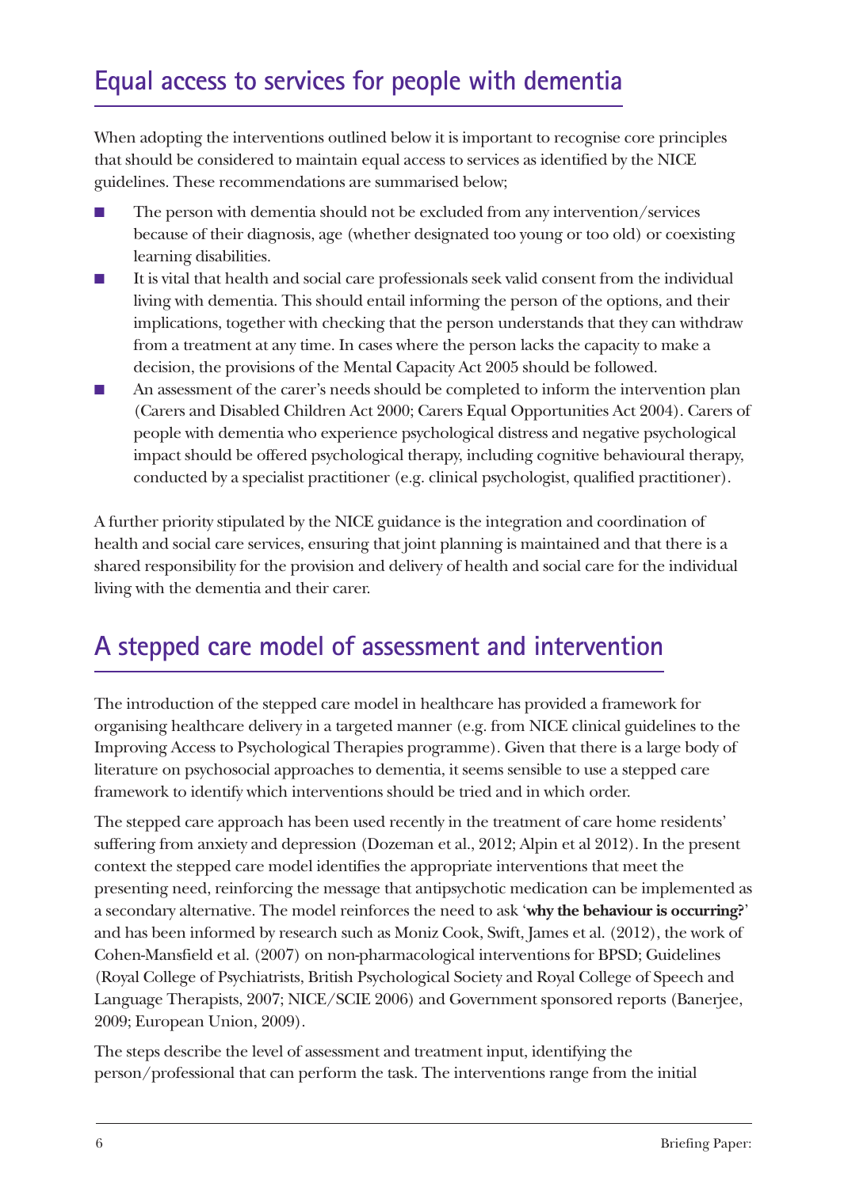## Equal access to services for people with dementia

When adopting the interventions outlined below it is important to recognise core principles that should be considered to maintain equal access to services as identified by the NICE guidelines. These recommendations are summarised below;

- The person with dementia should not be excluded from any intervention/services because of their diagnosis, age (whether designated too young or too old) or coexisting learning disabilities.
- It is vital that health and social care professionals seek valid consent from the individual living with dementia. This should entail informing the person of the options, and their implications, together with checking that the person understands that they can withdraw from a treatment at any time. In cases where the person lacks the capacity to make a decision, the provisions of the Mental Capacity Act 2005 should be followed.
- An assessment of the carer's needs should be completed to inform the intervention plan (Carers and Disabled Children Act 2000; Carers Equal Opportunities Act 2004). Carers of people with dementia who experience psychological distress and negative psychological impact should be offered psychological therapy, including cognitive behavioural therapy, conducted by a specialist practitioner (e.g. clinical psychologist, qualified practitioner).

A further priority stipulated by the NICE guidance is the integration and coordination of health and social care services, ensuring that joint planning is maintained and that there is a shared responsibility for the provision and delivery of health and social care for the individual living with the dementia and their carer.

## A stepped care model of assessment and intervention

The introduction of the stepped care model in healthcare has provided a framework for organising healthcare delivery in a targeted manner (e.g. from NICE clinical guidelines to the Improving Access to Psychological Therapies programme). Given that there is a large body of literature on psychosocial approaches to dementia, it seems sensible to use a stepped care framework to identify which interventions should be tried and in which order.

The stepped care approach has been used recently in the treatment of care home residents' suffering from anxiety and depression (Dozeman et al., 2012; Alpin et al 2012). In the present context the stepped care model identifies the appropriate interventions that meet the presenting need, reinforcing the message that antipsychotic medication can be implemented as a secondary alternative. The model reinforces the need to ask '**why the behaviour is occurring?**' and has been informed by research such as Moniz Cook, Swift, James et al. (2012), the work of Cohen-Mansfield et al. (2007) on non-pharmacological interventions for BPSD; Guidelines (Royal College of Psychiatrists, British Psychological Society and Royal College of Speech and Language Therapists, 2007; NICE/SCIE 2006) and Government sponsored reports (Banerjee, 2009; European Union, 2009).

The steps describe the level of assessment and treatment input, identifying the person/professional that can perform the task. The interventions range from the initial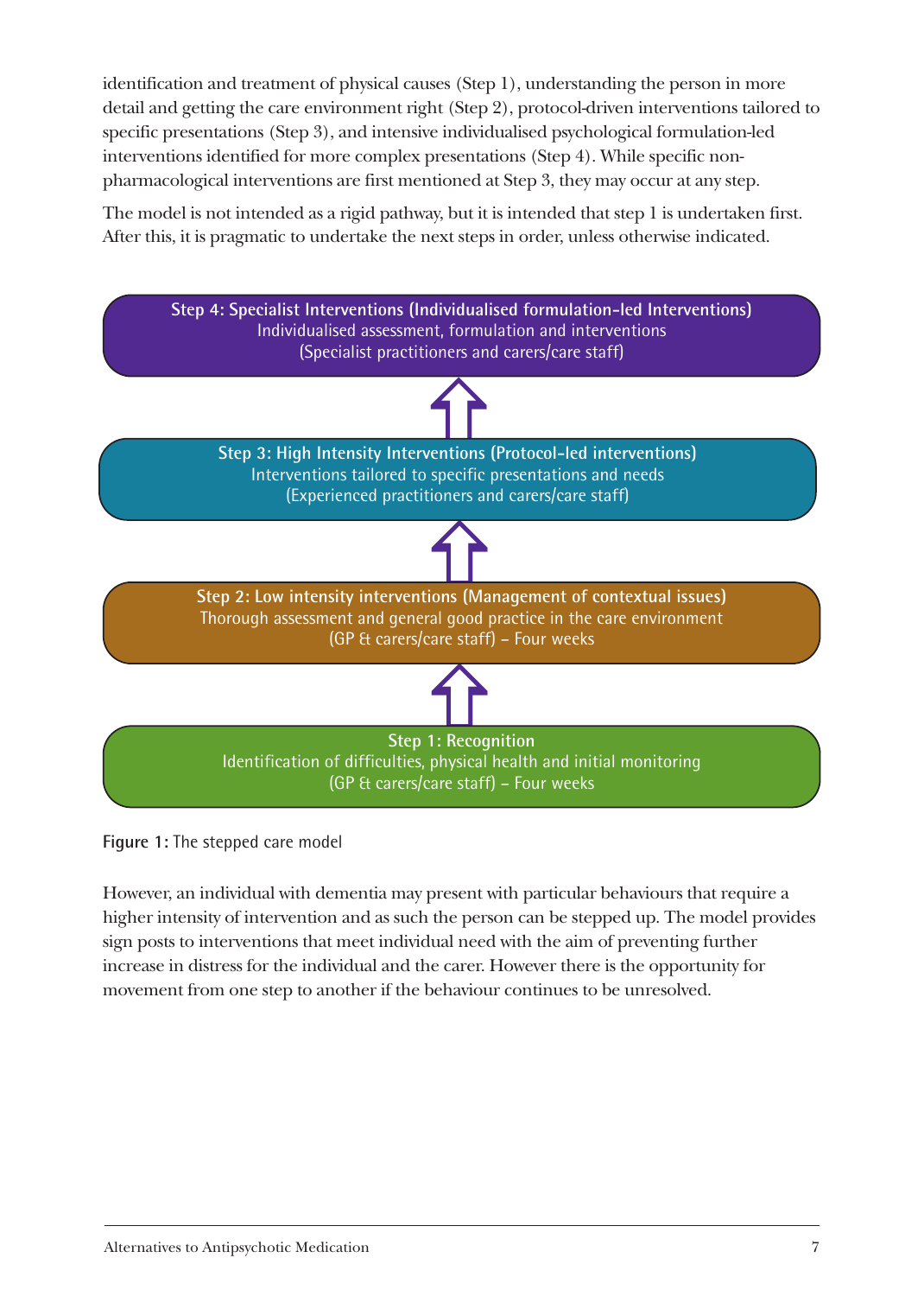identification and treatment of physical causes (Step 1), understanding the person in more detail and getting the care environment right (Step 2), protocol-driven interventions tailored to specific presentations (Step 3), and intensive individualised psychological formulation-led interventions identified for more complex presentations (Step 4). While specific non-pharmacological interventions are first mentioned at Step 3, they may occur at any step.

The model is not intended as a rigid pathway, but it is intended that step 1 is undertaken first. After this, it is pragmatic to undertake the next steps in order, unless otherwise indicated.

**Step 4: Specialist Interventions (Individualised formulation-led Interventions)**
Individualised assessment, formulation and interventions
(Specialist practitioners and carers/care staff)

**Step 3: High Intensity Interventions (Protocol-led interventions)**
Interventions tailored to specific presentations and needs
(Experienced practitioners and carers/care staff)

**Step 2: Low intensity interventions (Management of contextual issues)**
Thorough assessment and general good practice in the care environment
(GP & carers/care staff) – Four weeks

**Step 1: Recognition**
Identification of difficulties, physical health and initial monitoring
(GP & carers/care staff) – Four weeks

**Figure 1:** The stepped care model

However, an individual with dementia may present with particular behaviours that require a higher intensity of intervention and as such the person can be stepped up. The model provides sign posts to interventions that meet individual need with the aim of preventing further increase in distress for the individual and the carer. However there is the opportunity for movement from one step to another if the behaviour continues to be unresolved.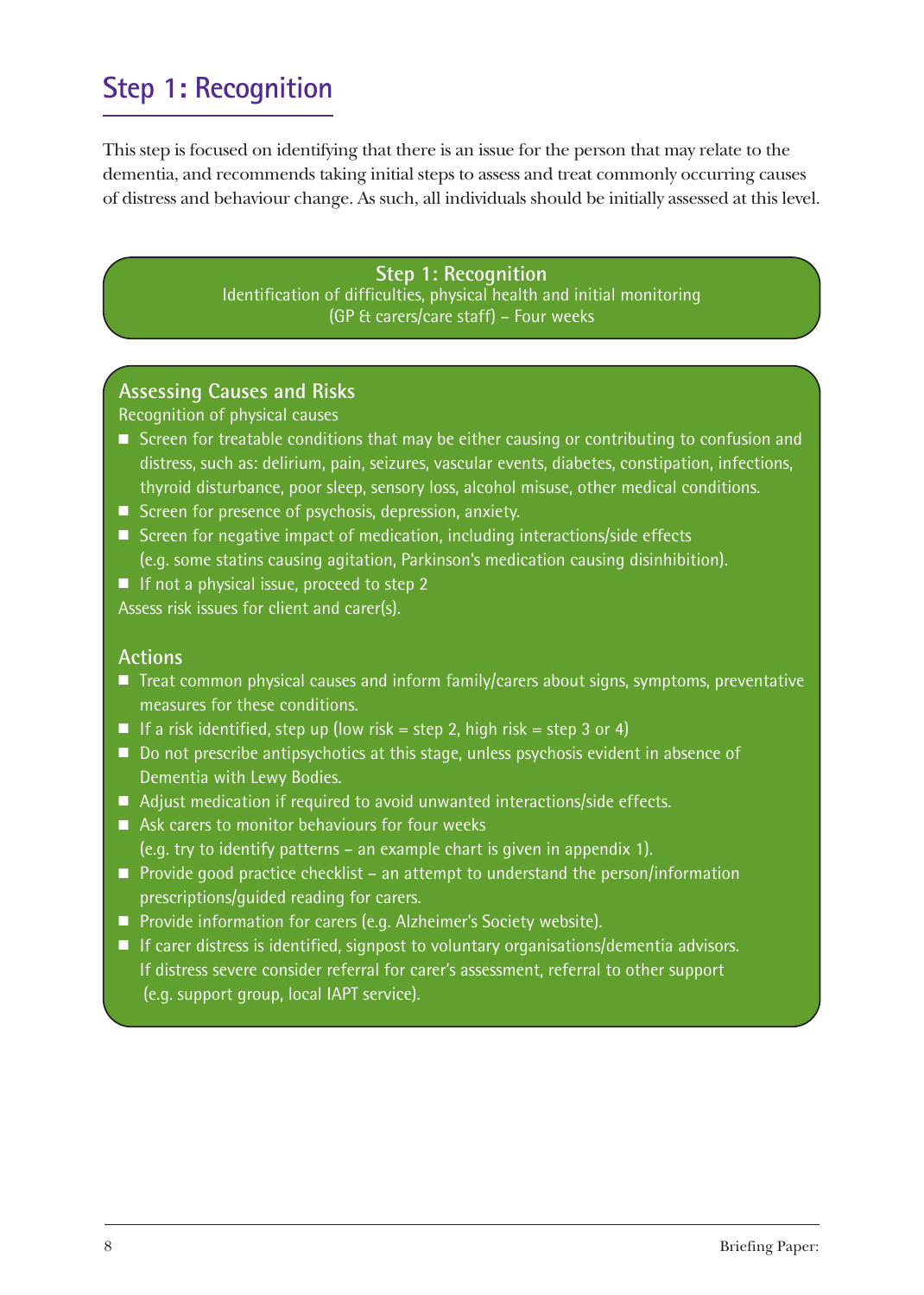## Step 1: Recognition

This step is focused on identifying that there is an issue for the person that may relate to the dementia, and recommends taking initial steps to assess and treat commonly occurring causes of distress and behaviour change. As such, all individuals should be initially assessed at this level.

**Step 1: Recognition**
Identification of difficulties, physical health and initial monitoring
(GP & carers/care staff) – Four weeks

### Assessing Causes and Risks

Recognition of physical causes

- Screen for treatable conditions that may be either causing or contributing to confusion and distress, such as: delirium, pain, seizures, vascular events, diabetes, constipation, infections, thyroid disturbance, poor sleep, sensory loss, alcohol misuse, other medical conditions.
- Screen for presence of psychosis, depression, anxiety.
- Screen for negative impact of medication, including interactions/side effects (e.g. some statins causing agitation, Parkinson's medication causing disinhibition).
- If not a physical issue, proceed to step 2

Assess risk issues for client and carer(s).

### Actions

- Treat common physical causes and inform family/carers about signs, symptoms, preventative measures for these conditions.
- If a risk identified, step up (low risk = step 2, high risk = step 3 or 4)
- Do not prescribe antipsychotics at this stage, unless psychosis evident in absence of Dementia with Lewy Bodies.
- Adjust medication if required to avoid unwanted interactions/side effects.
- Ask carers to monitor behaviours for four weeks (e.g. try to identify patterns – an example chart is given in appendix 1).
- Provide good practice checklist – an attempt to understand the person/information prescriptions/guided reading for carers.
- Provide information for carers (e.g. Alzheimer's Society website).
- If carer distress is identified, signpost to voluntary organisations/dementia advisors. If distress severe consider referral for carer's assessment, referral to other support (e.g. support group, local IAPT service).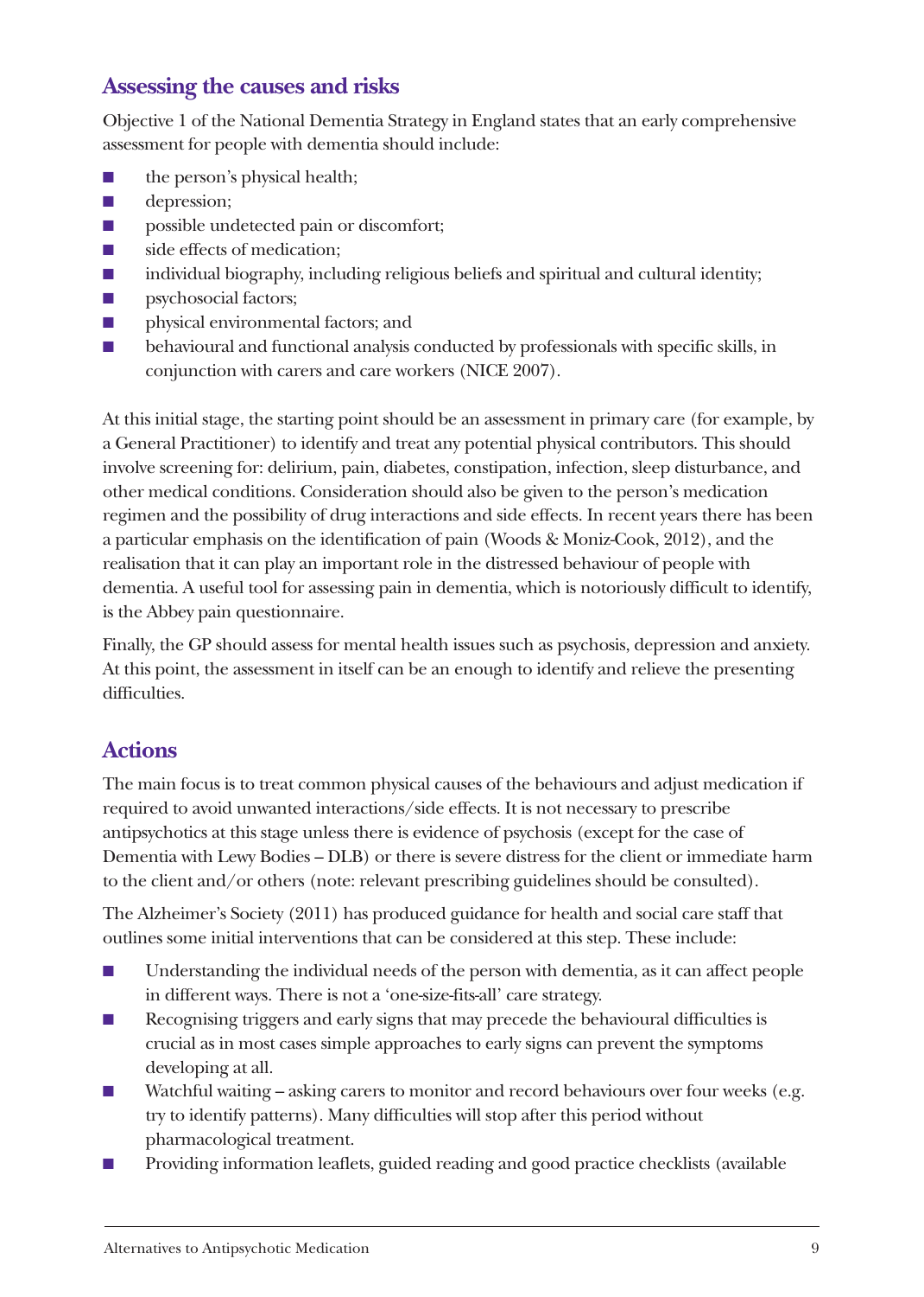## Assessing the causes and risks

Objective 1 of the National Dementia Strategy in England states that an early comprehensive assessment for people with dementia should include:

- the person's physical health;
- depression;
- possible undetected pain or discomfort;
- side effects of medication;
- individual biography, including religious beliefs and spiritual and cultural identity;
- psychosocial factors;
- physical environmental factors; and
- behavioural and functional analysis conducted by professionals with specific skills, in conjunction with carers and care workers (NICE 2007).

At this initial stage, the starting point should be an assessment in primary care (for example, by a General Practitioner) to identify and treat any potential physical contributors. This should involve screening for: delirium, pain, diabetes, constipation, infection, sleep disturbance, and other medical conditions. Consideration should also be given to the person's medication regimen and the possibility of drug interactions and side effects. In recent years there has been a particular emphasis on the identification of pain (Woods & Moniz-Cook, 2012), and the realisation that it can play an important role in the distressed behaviour of people with dementia. A useful tool for assessing pain in dementia, which is notoriously difficult to identify, is the Abbey pain questionnaire.

Finally, the GP should assess for mental health issues such as psychosis, depression and anxiety. At this point, the assessment in itself can be an enough to identify and relieve the presenting difficulties.

## Actions

The main focus is to treat common physical causes of the behaviours and adjust medication if required to avoid unwanted interactions/side effects. It is not necessary to prescribe antipsychotics at this stage unless there is evidence of psychosis (except for the case of Dementia with Lewy Bodies – DLB) or there is severe distress for the client or immediate harm to the client and/or others (note: relevant prescribing guidelines should be consulted).

The Alzheimer's Society (2011) has produced guidance for health and social care staff that outlines some initial interventions that can be considered at this step. These include:

- Understanding the individual needs of the person with dementia, as it can affect people in different ways. There is not a 'one-size-fits-all' care strategy.
- Recognising triggers and early signs that may precede the behavioural difficulties is crucial as in most cases simple approaches to early signs can prevent the symptoms developing at all.
- Watchful waiting – asking carers to monitor and record behaviours over four weeks (e.g. try to identify patterns). Many difficulties will stop after this period without pharmacological treatment.
- Providing information leaflets, guided reading and good practice checklists (available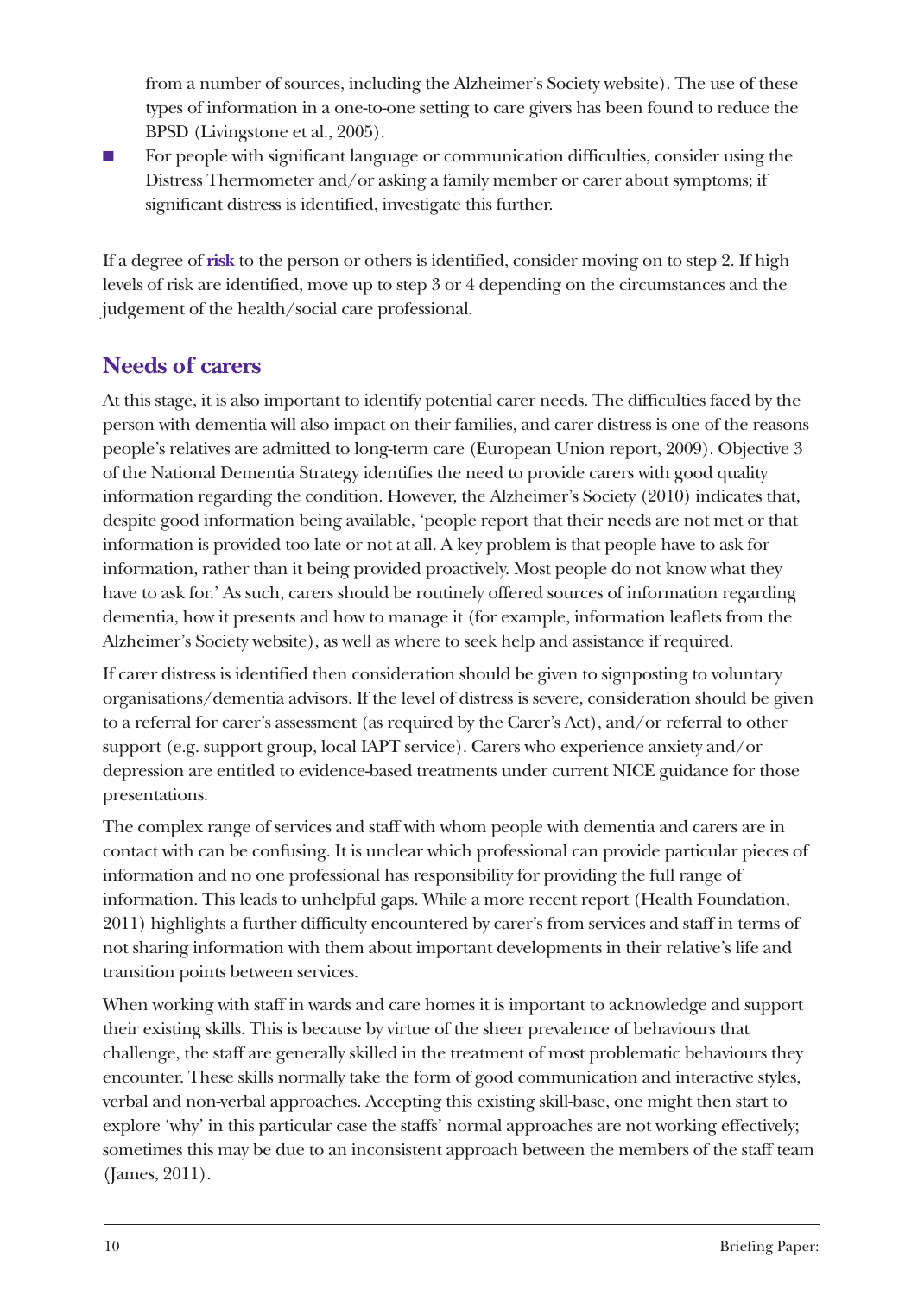from a number of sources, including the Alzheimer's Society website). The use of these types of information in a one-to-one setting to care givers has been found to reduce the BPSD (Livingstone et al., 2005).

- For people with significant language or communication difficulties, consider using the Distress Thermometer and/or asking a family member or carer about symptoms; if significant distress is identified, investigate this further.

If a degree of **risk** to the person or others is identified, consider moving on to step 2. If high levels of risk are identified, move up to step 3 or 4 depending on the circumstances and the judgement of the health/social care professional.

## Needs of carers

At this stage, it is also important to identify potential carer needs. The difficulties faced by the person with dementia will also impact on their families, and carer distress is one of the reasons people's relatives are admitted to long-term care (European Union report, 2009). Objective 3 of the National Dementia Strategy identifies the need to provide carers with good quality information regarding the condition. However, the Alzheimer's Society (2010) indicates that, despite good information being available, 'people report that their needs are not met or that information is provided too late or not at all. A key problem is that people have to ask for information, rather than it being provided proactively. Most people do not know what they have to ask for.' As such, carers should be routinely offered sources of information regarding dementia, how it presents and how to manage it (for example, information leaflets from the Alzheimer's Society website), as well as where to seek help and assistance if required.

If carer distress is identified then consideration should be given to signposting to voluntary organisations/dementia advisors. If the level of distress is severe, consideration should be given to a referral for carer's assessment (as required by the Carer's Act), and/or referral to other support (e.g. support group, local IAPT service). Carers who experience anxiety and/or depression are entitled to evidence-based treatments under current NICE guidance for those presentations.

The complex range of services and staff with whom people with dementia and carers are in contact with can be confusing. It is unclear which professional can provide particular pieces of information and no one professional has responsibility for providing the full range of information. This leads to unhelpful gaps. While a more recent report (Health Foundation, 2011) highlights a further difficulty encountered by carer's from services and staff in terms of not sharing information with them about important developments in their relative's life and transition points between services.

When working with staff in wards and care homes it is important to acknowledge and support their existing skills. This is because by virtue of the sheer prevalence of behaviours that challenge, the staff are generally skilled in the treatment of most problematic behaviours they encounter. These skills normally take the form of good communication and interactive styles, verbal and non-verbal approaches. Accepting this existing skill-base, one might then start to explore 'why' in this particular case the staffs' normal approaches are not working effectively; sometimes this may be due to an inconsistent approach between the members of the staff team (James, 2011).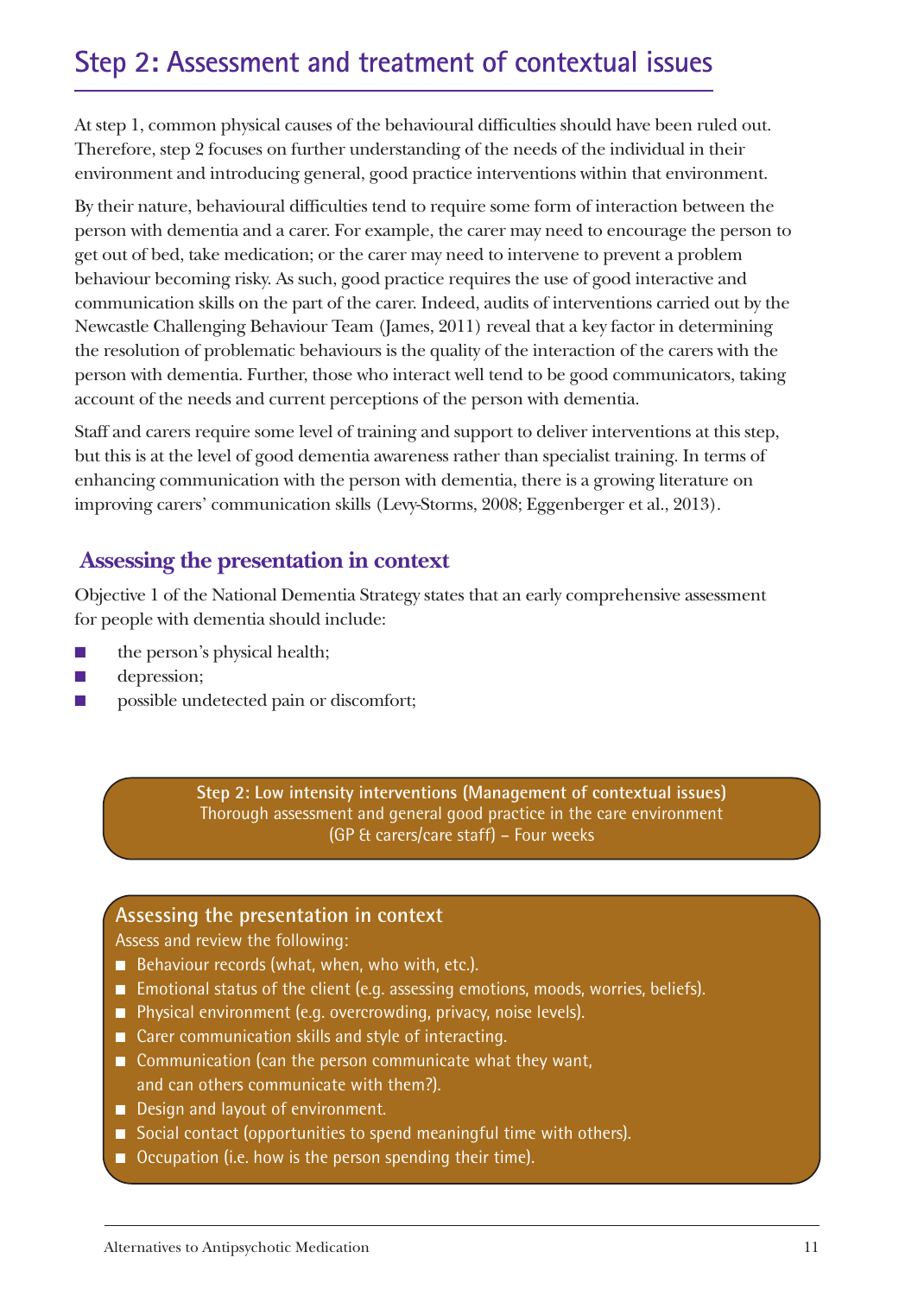# Step 2: Assessment and treatment of contextual issues

At step 1, common physical causes of the behavioural difficulties should have been ruled out. Therefore, step 2 focuses on further understanding of the needs of the individual in their environment and introducing general, good practice interventions within that environment.

By their nature, behavioural difficulties tend to require some form of interaction between the person with dementia and a carer. For example, the carer may need to encourage the person to get out of bed, take medication; or the carer may need to intervene to prevent a problem behaviour becoming risky. As such, good practice requires the use of good interactive and communication skills on the part of the carer. Indeed, audits of interventions carried out by the Newcastle Challenging Behaviour Team (James, 2011) reveal that a key factor in determining the resolution of problematic behaviours is the quality of the interaction of the carers with the person with dementia. Further, those who interact well tend to be good communicators, taking account of the needs and current perceptions of the person with dementia.

Staff and carers require some level of training and support to deliver interventions at this step, but this is at the level of good dementia awareness rather than specialist training. In terms of enhancing communication with the person with dementia, there is a growing literature on improving carers' communication skills (Levy-Storms, 2008; Eggenberger et al., 2013).

## Assessing the presentation in context

Objective 1 of the National Dementia Strategy states that an early comprehensive assessment for people with dementia should include:

- the person's physical health;
- depression;
- possible undetected pain or discomfort;

**Step 2: Low intensity interventions (Management of contextual issues)**
Thorough assessment and general good practice in the care environment
(GP & carers/care staff) – Four weeks

**Assessing the presentation in context**

Assess and review the following:

- Behaviour records (what, when, who with, etc.).
- Emotional status of the client (e.g. assessing emotions, moods, worries, beliefs).
- Physical environment (e.g. overcrowding, privacy, noise levels).
- Carer communication skills and style of interacting.
- Communication (can the person communicate what they want, and can others communicate with them?).
- Design and layout of environment.
- Social contact (opportunities to spend meaningful time with others).
- Occupation (i.e. how is the person spending their time).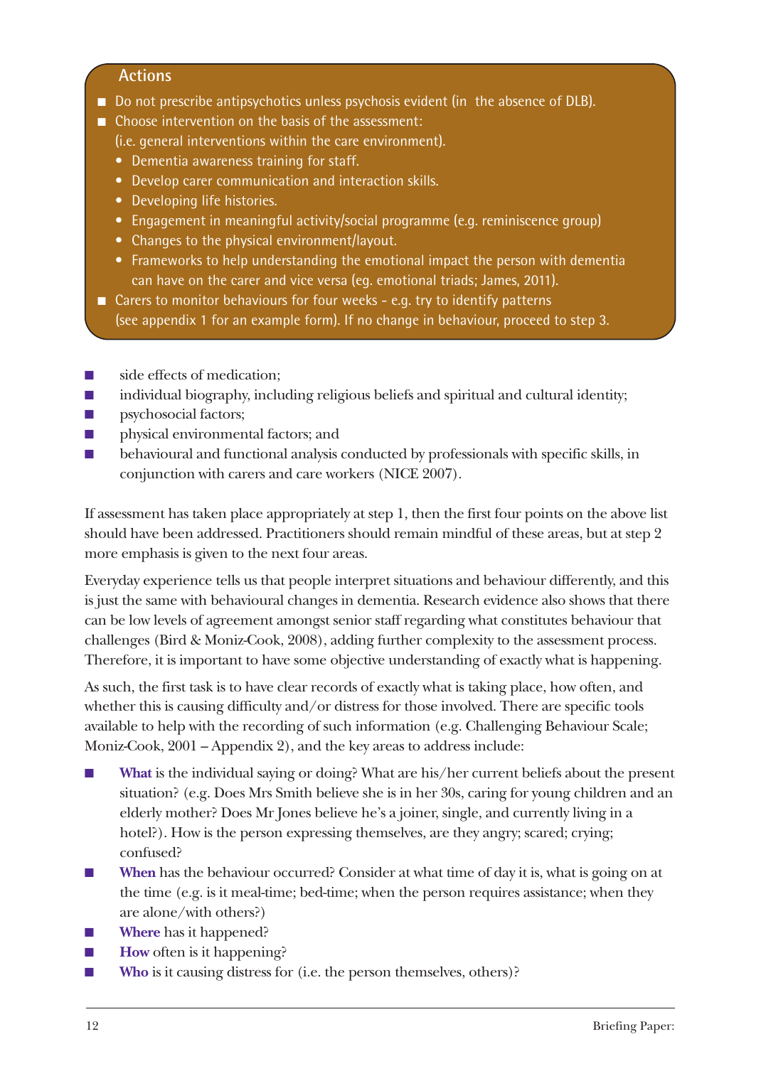### Actions

- Do not prescribe antipsychotics unless psychosis evident (in the absence of DLB).
- Choose intervention on the basis of the assessment: (i.e. general interventions within the care environment).
  - Dementia awareness training for staff.
  - Develop carer communication and interaction skills.
  - Developing life histories.
  - Engagement in meaningful activity/social programme (e.g. reminiscence group)
  - Changes to the physical environment/layout.
  - Frameworks to help understanding the emotional impact the person with dementia can have on the carer and vice versa (eg. emotional triads; James, 2011).
- Carers to monitor behaviours for four weeks - e.g. try to identify patterns (see appendix 1 for an example form). If no change in behaviour, proceed to step 3.

- side effects of medication;
- individual biography, including religious beliefs and spiritual and cultural identity;
- psychosocial factors;
- physical environmental factors; and
- behavioural and functional analysis conducted by professionals with specific skills, in conjunction with carers and care workers (NICE 2007).

If assessment has taken place appropriately at step 1, then the first four points on the above list should have been addressed. Practitioners should remain mindful of these areas, but at step 2 more emphasis is given to the next four areas.

Everyday experience tells us that people interpret situations and behaviour differently, and this is just the same with behavioural changes in dementia. Research evidence also shows that there can be low levels of agreement amongst senior staff regarding what constitutes behaviour that challenges (Bird & Moniz-Cook, 2008), adding further complexity to the assessment process. Therefore, it is important to have some objective understanding of exactly what is happening.

As such, the first task is to have clear records of exactly what is taking place, how often, and whether this is causing difficulty and/or distress for those involved. There are specific tools available to help with the recording of such information (e.g. Challenging Behaviour Scale; Moniz-Cook, 2001 – Appendix 2), and the key areas to address include:

- **What** is the individual saying or doing? What are his/her current beliefs about the present situation? (e.g. Does Mrs Smith believe she is in her 30s, caring for young children and an elderly mother? Does Mr Jones believe he's a joiner, single, and currently living in a hotel?). How is the person expressing themselves, are they angry; scared; crying; confused?
- **When** has the behaviour occurred? Consider at what time of day it is, what is going on at the time (e.g. is it meal-time; bed-time; when the person requires assistance; when they are alone/with others?)
- **Where** has it happened?
- **How** often is it happening?
- **Who** is it causing distress for (i.e. the person themselves, others)?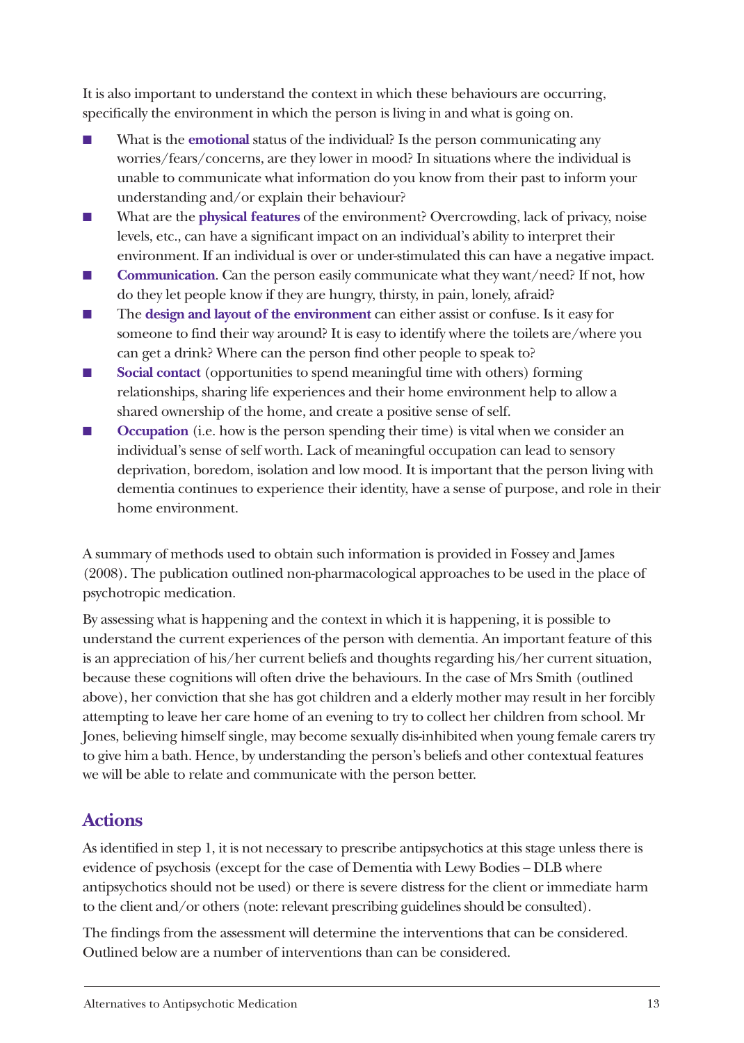It is also important to understand the context in which these behaviours are occurring, specifically the environment in which the person is living in and what is going on.

- What is the **emotional** status of the individual? Is the person communicating any worries/fears/concerns, are they lower in mood? In situations where the individual is unable to communicate what information do you know from their past to inform your understanding and/or explain their behaviour?
- What are the **physical features** of the environment? Overcrowding, lack of privacy, noise levels, etc., can have a significant impact on an individual's ability to interpret their environment. If an individual is over or under-stimulated this can have a negative impact.
- **Communication**. Can the person easily communicate what they want/need? If not, how do they let people know if they are hungry, thirsty, in pain, lonely, afraid?
- The **design and layout of the environment** can either assist or confuse. Is it easy for someone to find their way around? It is easy to identify where the toilets are/where you can get a drink? Where can the person find other people to speak to?
- **Social contact** (opportunities to spend meaningful time with others) forming relationships, sharing life experiences and their home environment help to allow a shared ownership of the home, and create a positive sense of self.
- **Occupation** (i.e. how is the person spending their time) is vital when we consider an individual's sense of self worth. Lack of meaningful occupation can lead to sensory deprivation, boredom, isolation and low mood. It is important that the person living with dementia continues to experience their identity, have a sense of purpose, and role in their home environment.

A summary of methods used to obtain such information is provided in Fossey and James (2008). The publication outlined non-pharmacological approaches to be used in the place of psychotropic medication.

By assessing what is happening and the context in which it is happening, it is possible to understand the current experiences of the person with dementia. An important feature of this is an appreciation of his/her current beliefs and thoughts regarding his/her current situation, because these cognitions will often drive the behaviours. In the case of Mrs Smith (outlined above), her conviction that she has got children and a elderly mother may result in her forcibly attempting to leave her care home of an evening to try to collect her children from school. Mr Jones, believing himself single, may become sexually dis-inhibited when young female carers try to give him a bath. Hence, by understanding the person's beliefs and other contextual features we will be able to relate and communicate with the person better.

## Actions

As identified in step 1, it is not necessary to prescribe antipsychotics at this stage unless there is evidence of psychosis (except for the case of Dementia with Lewy Bodies – DLB where antipsychotics should not be used) or there is severe distress for the client or immediate harm to the client and/or others (note: relevant prescribing guidelines should be consulted).

The findings from the assessment will determine the interventions that can be considered. Outlined below are a number of interventions than can be considered.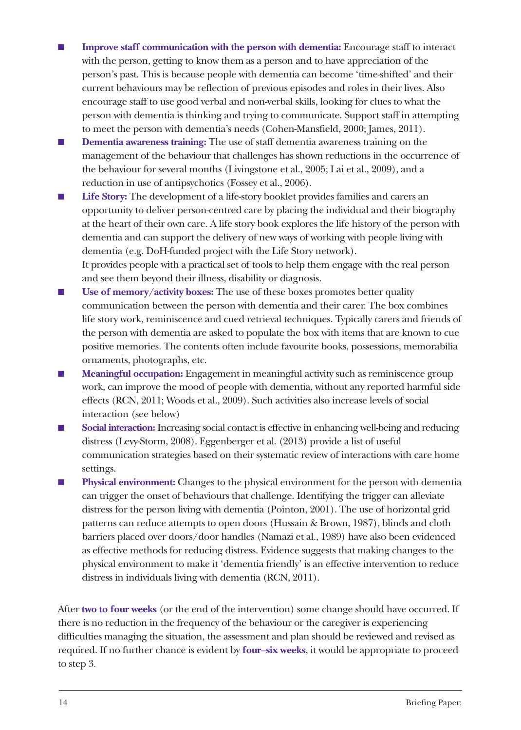- **Improve staff communication with the person with dementia:** Encourage staff to interact with the person, getting to know them as a person and to have appreciation of the person's past. This is because people with dementia can become 'time-shifted' and their current behaviours may be reflection of previous episodes and roles in their lives. Also encourage staff to use good verbal and non-verbal skills, looking for clues to what the person with dementia is thinking and trying to communicate. Support staff in attempting to meet the person with dementia's needs (Cohen-Mansfield, 2000; James, 2011).
- **Dementia awareness training:** The use of staff dementia awareness training on the management of the behaviour that challenges has shown reductions in the occurrence of the behaviour for several months (Livingstone et al., 2005; Lai et al., 2009), and a reduction in use of antipsychotics (Fossey et al., 2006).
- **Life Story:** The development of a life-story booklet provides families and carers an opportunity to deliver person-centred care by placing the individual and their biography at the heart of their own care. A life story book explores the life history of the person with dementia and can support the delivery of new ways of working with people living with dementia (e.g. DoH-funded project with the Life Story network).
  It provides people with a practical set of tools to help them engage with the real person and see them beyond their illness, disability or diagnosis.
- **Use of memory/activity boxes:** The use of these boxes promotes better quality communication between the person with dementia and their carer. The box combines life story work, reminiscence and cued retrieval techniques. Typically carers and friends of the person with dementia are asked to populate the box with items that are known to cue positive memories. The contents often include favourite books, possessions, memorabilia ornaments, photographs, etc.
- **Meaningful occupation:** Engagement in meaningful activity such as reminiscence group work, can improve the mood of people with dementia, without any reported harmful side effects (RCN, 2011; Woods et al., 2009). Such activities also increase levels of social interaction (see below)
- **Social interaction:** Increasing social contact is effective in enhancing well-being and reducing distress (Levy-Storm, 2008). Eggenberger et al. (2013) provide a list of useful communication strategies based on their systematic review of interactions with care home settings.
- **Physical environment:** Changes to the physical environment for the person with dementia can trigger the onset of behaviours that challenge. Identifying the trigger can alleviate distress for the person living with dementia (Pointon, 2001). The use of horizontal grid patterns can reduce attempts to open doors (Hussain & Brown, 1987), blinds and cloth barriers placed over doors/door handles (Namazi et al., 1989) have also been evidenced as effective methods for reducing distress. Evidence suggests that making changes to the physical environment to make it 'dementia friendly' is an effective intervention to reduce distress in individuals living with dementia (RCN, 2011).

After **two to four weeks** (or the end of the intervention) some change should have occurred. If there is no reduction in the frequency of the behaviour or the caregiver is experiencing difficulties managing the situation, the assessment and plan should be reviewed and revised as required. If no further chance is evident by **four–six weeks**, it would be appropriate to proceed to step 3.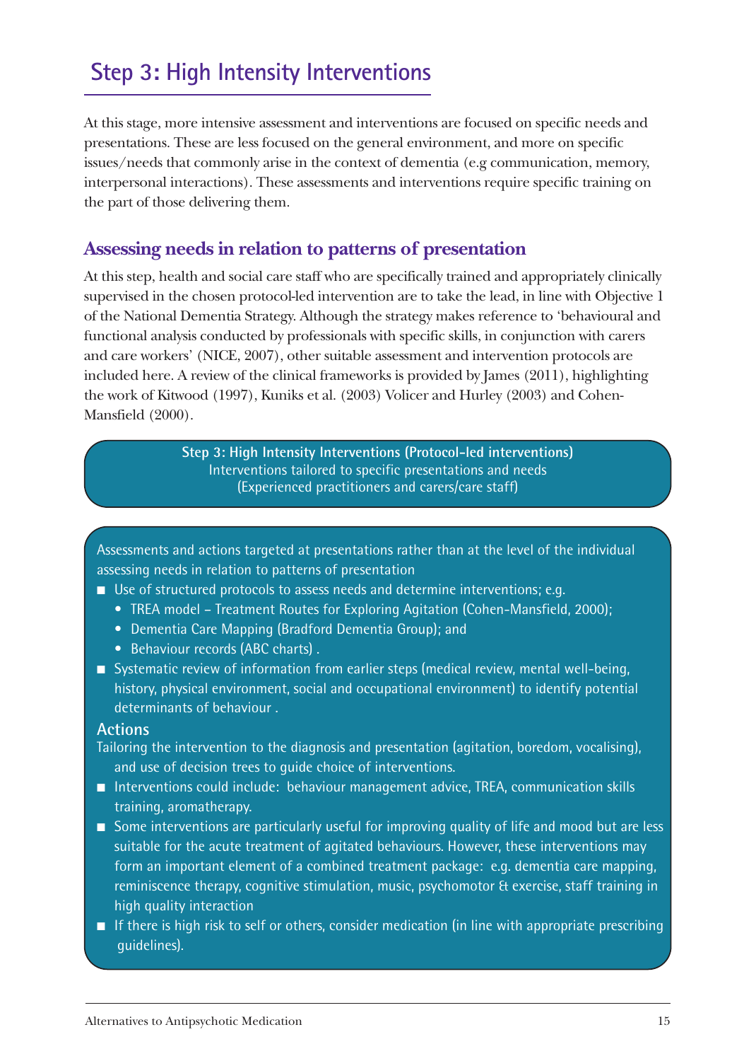# Step 3: High Intensity Interventions

At this stage, more intensive assessment and interventions are focused on specific needs and presentations. These are less focused on the general environment, and more on specific issues/needs that commonly arise in the context of dementia (e.g communication, memory, interpersonal interactions). These assessments and interventions require specific training on the part of those delivering them.

## Assessing needs in relation to patterns of presentation

At this step, health and social care staff who are specifically trained and appropriately clinically supervised in the chosen protocol-led intervention are to take the lead, in line with Objective 1 of the National Dementia Strategy. Although the strategy makes reference to 'behavioural and functional analysis conducted by professionals with specific skills, in conjunction with carers and care workers' (NICE, 2007), other suitable assessment and intervention protocols are included here. A review of the clinical frameworks is provided by James (2011), highlighting the work of Kitwood (1997), Kuniks et al. (2003) Volicer and Hurley (2003) and Cohen-Mansfield (2000).

**Step 3: High Intensity Interventions (Protocol-led interventions)**
Interventions tailored to specific presentations and needs
(Experienced practitioners and carers/care staff)

Assessments and actions targeted at presentations rather than at the level of the individual assessing needs in relation to patterns of presentation

- Use of structured protocols to assess needs and determine interventions; e.g.
  - TREA model – Treatment Routes for Exploring Agitation (Cohen-Mansfield, 2000);
  - Dementia Care Mapping (Bradford Dementia Group); and
  - Behaviour records (ABC charts) .
- Systematic review of information from earlier steps (medical review, mental well-being, history, physical environment, social and occupational environment) to identify potential determinants of behaviour .

**Actions**

Tailoring the intervention to the diagnosis and presentation (agitation, boredom, vocalising), and use of decision trees to guide choice of interventions.

- Interventions could include: behaviour management advice, TREA, communication skills training, aromatherapy.
- Some interventions are particularly useful for improving quality of life and mood but are less suitable for the acute treatment of agitated behaviours. However, these interventions may form an important element of a combined treatment package: e.g. dementia care mapping, reminiscence therapy, cognitive stimulation, music, psychomotor & exercise, staff training in high quality interaction
- If there is high risk to self or others, consider medication (in line with appropriate prescribing guidelines).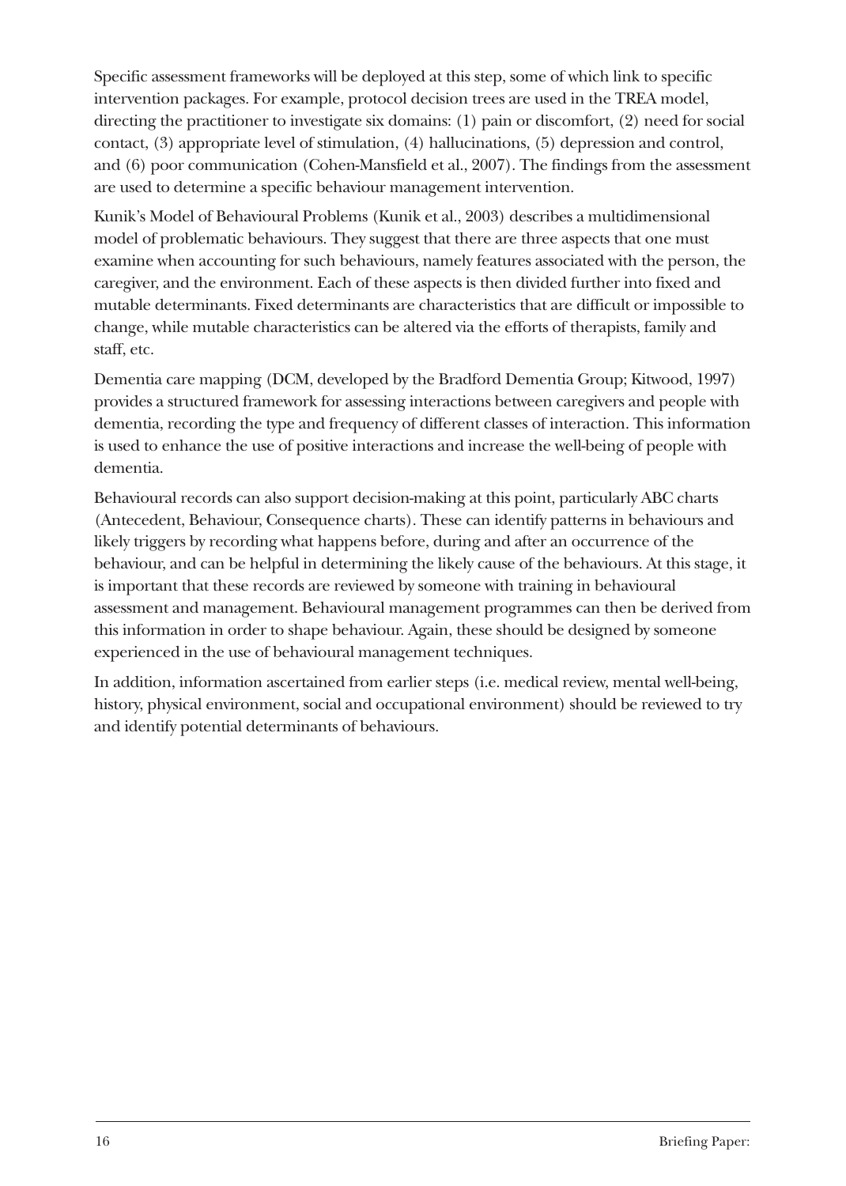Specific assessment frameworks will be deployed at this step, some of which link to specific intervention packages. For example, protocol decision trees are used in the TREA model, directing the practitioner to investigate six domains: (1) pain or discomfort, (2) need for social contact, (3) appropriate level of stimulation, (4) hallucinations, (5) depression and control, and (6) poor communication (Cohen-Mansfield et al., 2007). The findings from the assessment are used to determine a specific behaviour management intervention.

Kunik's Model of Behavioural Problems (Kunik et al., 2003) describes a multidimensional model of problematic behaviours. They suggest that there are three aspects that one must examine when accounting for such behaviours, namely features associated with the person, the caregiver, and the environment. Each of these aspects is then divided further into fixed and mutable determinants. Fixed determinants are characteristics that are difficult or impossible to change, while mutable characteristics can be altered via the efforts of therapists, family and staff, etc.

Dementia care mapping (DCM, developed by the Bradford Dementia Group; Kitwood, 1997) provides a structured framework for assessing interactions between caregivers and people with dementia, recording the type and frequency of different classes of interaction. This information is used to enhance the use of positive interactions and increase the well-being of people with dementia.

Behavioural records can also support decision-making at this point, particularly ABC charts (Antecedent, Behaviour, Consequence charts). These can identify patterns in behaviours and likely triggers by recording what happens before, during and after an occurrence of the behaviour, and can be helpful in determining the likely cause of the behaviours. At this stage, it is important that these records are reviewed by someone with training in behavioural assessment and management. Behavioural management programmes can then be derived from this information in order to shape behaviour. Again, these should be designed by someone experienced in the use of behavioural management techniques.

In addition, information ascertained from earlier steps (i.e. medical review, mental well-being, history, physical environment, social and occupational environment) should be reviewed to try and identify potential determinants of behaviours.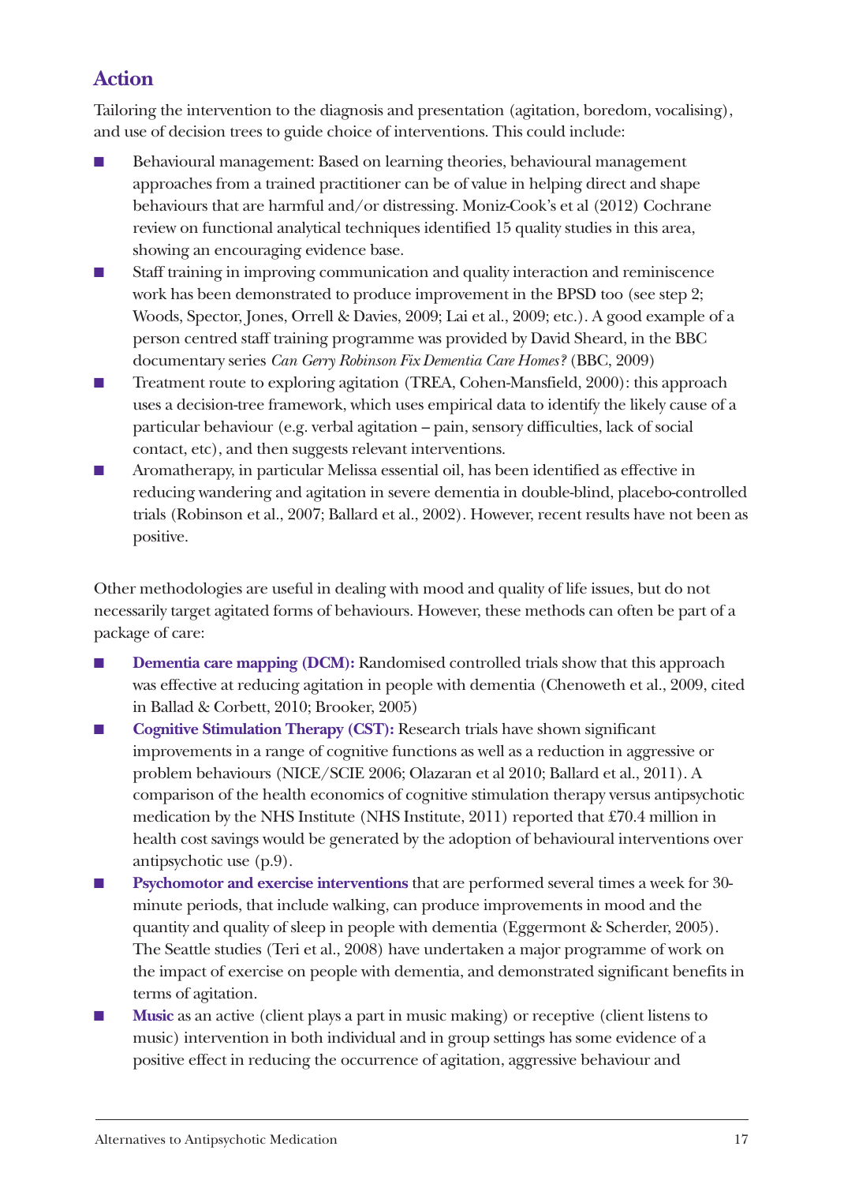## Action

Tailoring the intervention to the diagnosis and presentation (agitation, boredom, vocalising), and use of decision trees to guide choice of interventions. This could include:

- Behavioural management: Based on learning theories, behavioural management approaches from a trained practitioner can be of value in helping direct and shape behaviours that are harmful and/or distressing. Moniz-Cook's et al (2012) Cochrane review on functional analytical techniques identified 15 quality studies in this area, showing an encouraging evidence base.
- Staff training in improving communication and quality interaction and reminiscence work has been demonstrated to produce improvement in the BPSD too (see step 2; Woods, Spector, Jones, Orrell & Davies, 2009; Lai et al., 2009; etc.). A good example of a person centred staff training programme was provided by David Sheard, in the BBC documentary series *Can Gerry Robinson Fix Dementia Care Homes?* (BBC, 2009)
- Treatment route to exploring agitation (TREA, Cohen-Mansfield, 2000): this approach uses a decision-tree framework, which uses empirical data to identify the likely cause of a particular behaviour (e.g. verbal agitation – pain, sensory difficulties, lack of social contact, etc), and then suggests relevant interventions.
- Aromatherapy, in particular Melissa essential oil, has been identified as effective in reducing wandering and agitation in severe dementia in double-blind, placebo-controlled trials (Robinson et al., 2007; Ballard et al., 2002). However, recent results have not been as positive.

Other methodologies are useful in dealing with mood and quality of life issues, but do not necessarily target agitated forms of behaviours. However, these methods can often be part of a package of care:

- **Dementia care mapping (DCM):** Randomised controlled trials show that this approach was effective at reducing agitation in people with dementia (Chenoweth et al., 2009, cited in Ballad & Corbett, 2010; Brooker, 2005)
- **Cognitive Stimulation Therapy (CST):** Research trials have shown significant improvements in a range of cognitive functions as well as a reduction in aggressive or problem behaviours (NICE/SCIE 2006; Olazaran et al 2010; Ballard et al., 2011). A comparison of the health economics of cognitive stimulation therapy versus antipsychotic medication by the NHS Institute (NHS Institute, 2011) reported that £70.4 million in health cost savings would be generated by the adoption of behavioural interventions over antipsychotic use (p.9).
- **Psychomotor and exercise interventions** that are performed several times a week for 30-minute periods, that include walking, can produce improvements in mood and the quantity and quality of sleep in people with dementia (Eggermont & Scherder, 2005). The Seattle studies (Teri et al., 2008) have undertaken a major programme of work on the impact of exercise on people with dementia, and demonstrated significant benefits in terms of agitation.
- **Music** as an active (client plays a part in music making) or receptive (client listens to music) intervention in both individual and in group settings has some evidence of a positive effect in reducing the occurrence of agitation, aggressive behaviour and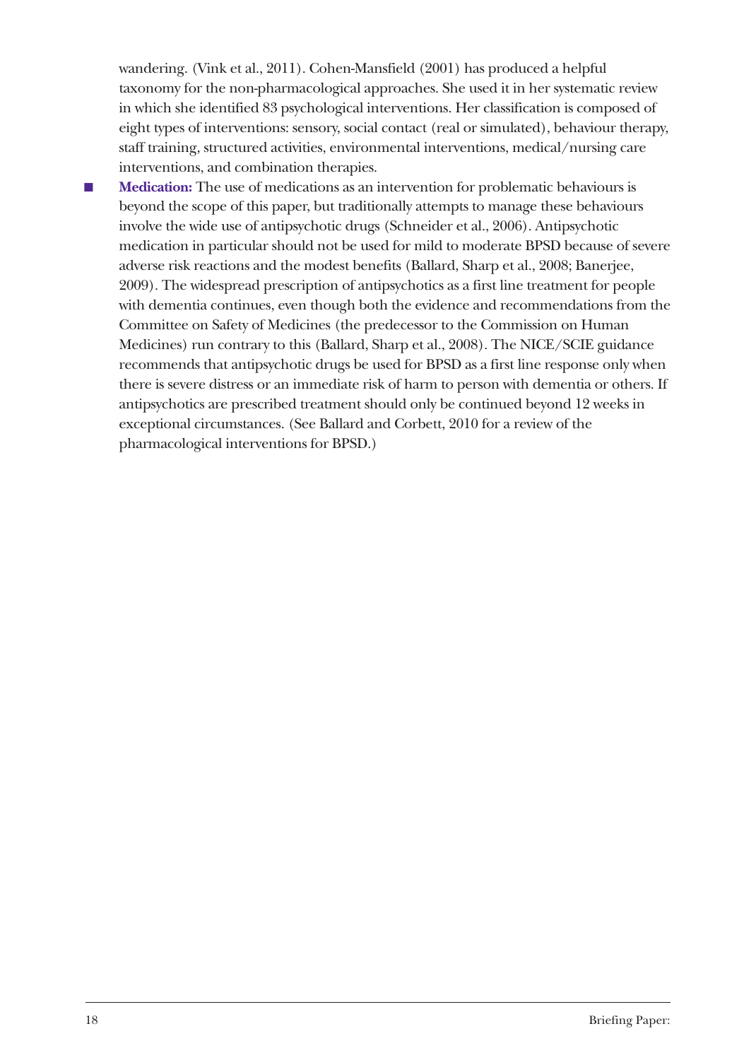wandering. (Vink et al., 2011). Cohen-Mansfield (2001) has produced a helpful taxonomy for the non-pharmacological approaches. She used it in her systematic review in which she identified 83 psychological interventions. Her classification is composed of eight types of interventions: sensory, social contact (real or simulated), behaviour therapy, staff training, structured activities, environmental interventions, medical/nursing care interventions, and combination therapies.

- **Medication:** The use of medications as an intervention for problematic behaviours is beyond the scope of this paper, but traditionally attempts to manage these behaviours involve the wide use of antipsychotic drugs (Schneider et al., 2006). Antipsychotic medication in particular should not be used for mild to moderate BPSD because of severe adverse risk reactions and the modest benefits (Ballard, Sharp et al., 2008; Banerjee, 2009). The widespread prescription of antipsychotics as a first line treatment for people with dementia continues, even though both the evidence and recommendations from the Committee on Safety of Medicines (the predecessor to the Commission on Human Medicines) run contrary to this (Ballard, Sharp et al., 2008). The NICE/SCIE guidance recommends that antipsychotic drugs be used for BPSD as a first line response only when there is severe distress or an immediate risk of harm to person with dementia or others. If antipsychotics are prescribed treatment should only be continued beyond 12 weeks in exceptional circumstances. (See Ballard and Corbett, 2010 for a review of the pharmacological interventions for BPSD.)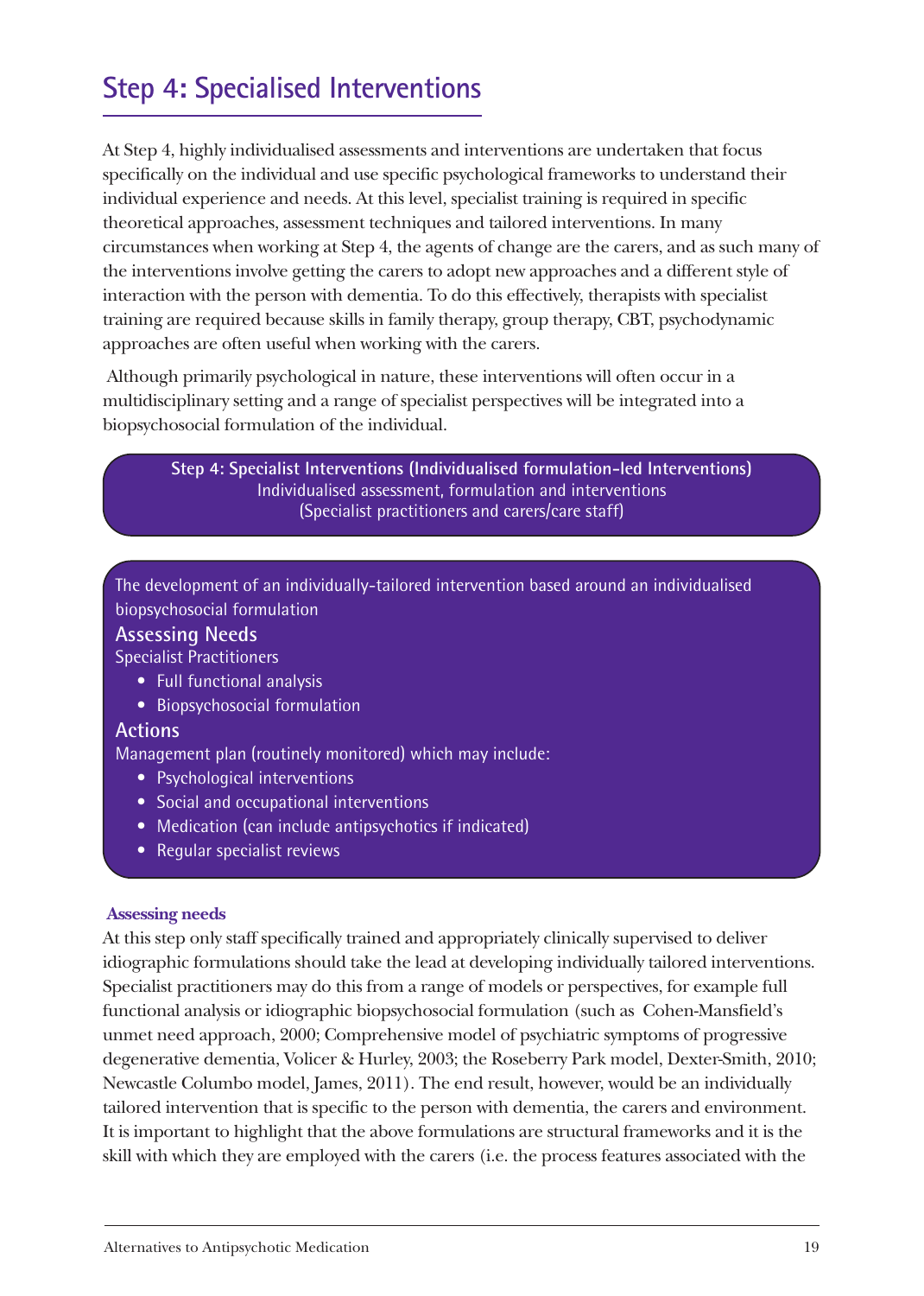## Step 4: Specialised Interventions

At Step 4, highly individualised assessments and interventions are undertaken that focus specifically on the individual and use specific psychological frameworks to understand their individual experience and needs. At this level, specialist training is required in specific theoretical approaches, assessment techniques and tailored interventions. In many circumstances when working at Step 4, the agents of change are the carers, and as such many of the interventions involve getting the carers to adopt new approaches and a different style of interaction with the person with dementia. To do this effectively, therapists with specialist training are required because skills in family therapy, group therapy, CBT, psychodynamic approaches are often useful when working with the carers.

Although primarily psychological in nature, these interventions will often occur in a multidisciplinary setting and a range of specialist perspectives will be integrated into a biopsychosocial formulation of the individual.

**Step 4: Specialist Interventions (Individualised formulation-led Interventions)**
Individualised assessment, formulation and interventions
(Specialist practitioners and carers/care staff)

The development of an individually-tailored intervention based around an individualised biopsychosocial formulation

**Assessing Needs**

Specialist Practitioners

- Full functional analysis
- Biopsychosocial formulation

**Actions**

Management plan (routinely monitored) which may include:

- Psychological interventions
- Social and occupational interventions
- Medication (can include antipsychotics if indicated)
- Regular specialist reviews

### Assessing needs

At this step only staff specifically trained and appropriately clinically supervised to deliver idiographic formulations should take the lead at developing individually tailored interventions. Specialist practitioners may do this from a range of models or perspectives, for example full functional analysis or idiographic biopsychosocial formulation (such as Cohen-Mansfield's unmet need approach, 2000; Comprehensive model of psychiatric symptoms of progressive degenerative dementia, Volicer & Hurley, 2003; the Roseberry Park model, Dexter-Smith, 2010; Newcastle Columbo model, James, 2011). The end result, however, would be an individually tailored intervention that is specific to the person with dementia, the carers and environment. It is important to highlight that the above formulations are structural frameworks and it is the skill with which they are employed with the carers (i.e. the process features associated with the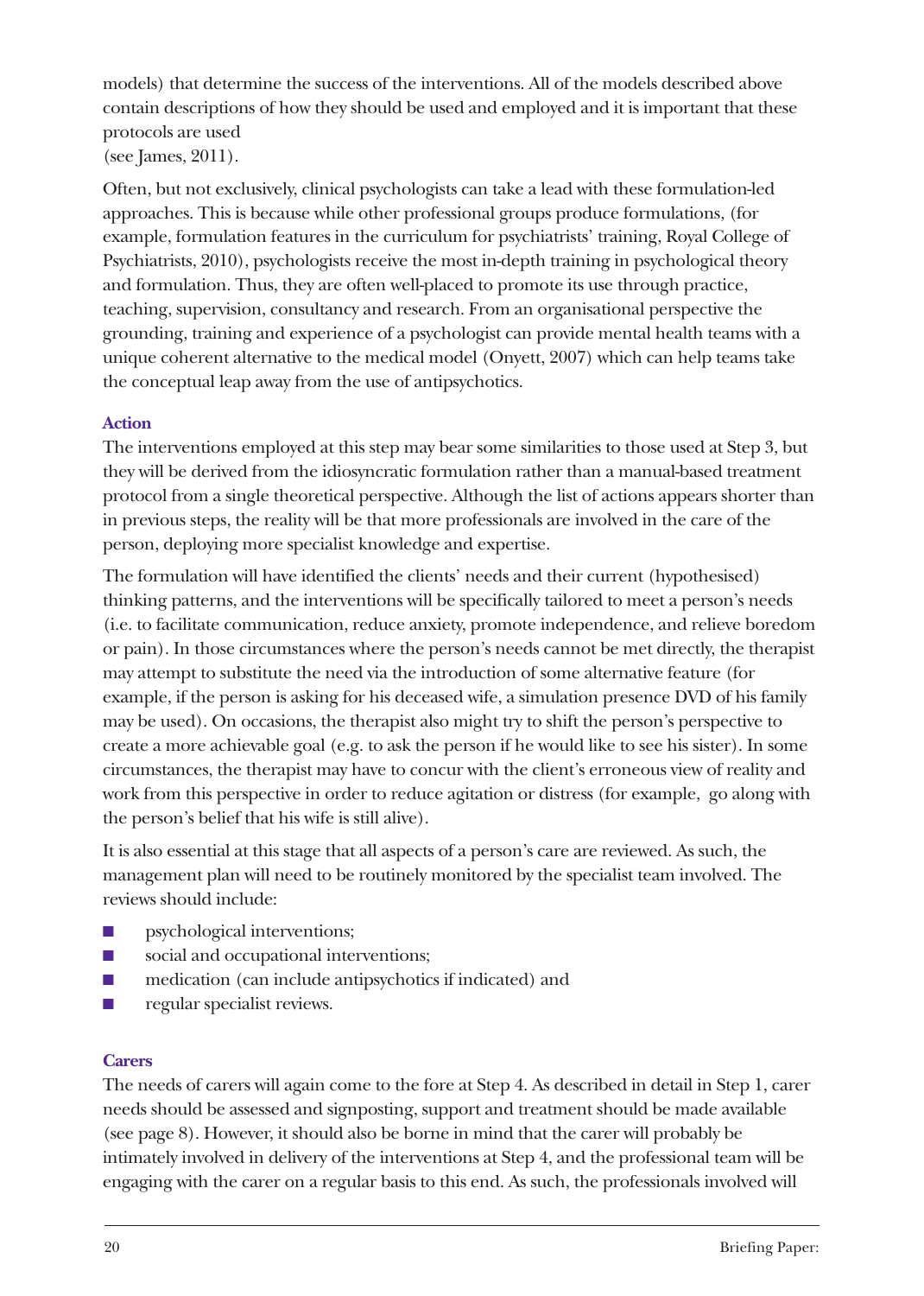models) that determine the success of the interventions. All of the models described above contain descriptions of how they should be used and employed and it is important that these protocols are used
(see James, 2011).

Often, but not exclusively, clinical psychologists can take a lead with these formulation-led approaches. This is because while other professional groups produce formulations, (for example, formulation features in the curriculum for psychiatrists' training, Royal College of Psychiatrists, 2010), psychologists receive the most in-depth training in psychological theory and formulation. Thus, they are often well-placed to promote its use through practice, teaching, supervision, consultancy and research. From an organisational perspective the grounding, training and experience of a psychologist can provide mental health teams with a unique coherent alternative to the medical model (Onyett, 2007) which can help teams take the conceptual leap away from the use of antipsychotics.

#### Action

The interventions employed at this step may bear some similarities to those used at Step 3, but they will be derived from the idiosyncratic formulation rather than a manual-based treatment protocol from a single theoretical perspective. Although the list of actions appears shorter than in previous steps, the reality will be that more professionals are involved in the care of the person, deploying more specialist knowledge and expertise.

The formulation will have identified the clients' needs and their current (hypothesised) thinking patterns, and the interventions will be specifically tailored to meet a person's needs (i.e. to facilitate communication, reduce anxiety, promote independence, and relieve boredom or pain). In those circumstances where the person's needs cannot be met directly, the therapist may attempt to substitute the need via the introduction of some alternative feature (for example, if the person is asking for his deceased wife, a simulation presence DVD of his family may be used). On occasions, the therapist also might try to shift the person's perspective to create a more achievable goal (e.g. to ask the person if he would like to see his sister). In some circumstances, the therapist may have to concur with the client's erroneous view of reality and work from this perspective in order to reduce agitation or distress (for example, go along with the person's belief that his wife is still alive).

It is also essential at this stage that all aspects of a person's care are reviewed. As such, the management plan will need to be routinely monitored by the specialist team involved. The reviews should include:

- psychological interventions;
- social and occupational interventions;
- medication (can include antipsychotics if indicated) and
- regular specialist reviews.

#### Carers

The needs of carers will again come to the fore at Step 4. As described in detail in Step 1, carer needs should be assessed and signposting, support and treatment should be made available (see page 8). However, it should also be borne in mind that the carer will probably be intimately involved in delivery of the interventions at Step 4, and the professional team will be engaging with the carer on a regular basis to this end. As such, the professionals involved will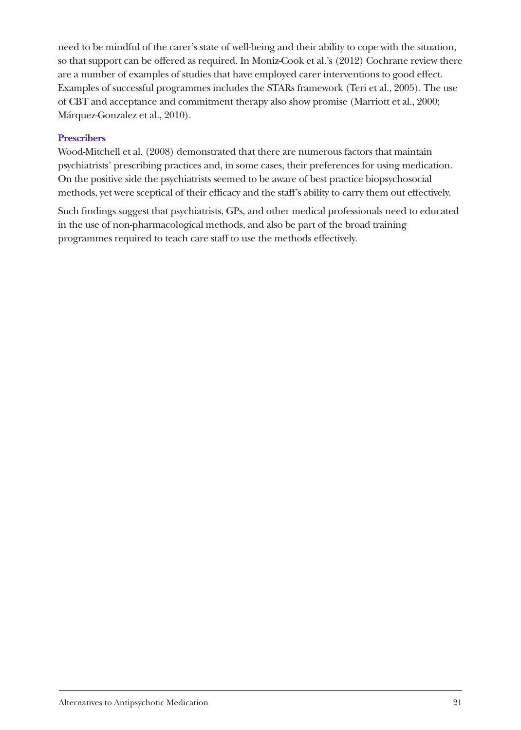need to be mindful of the carer's state of well-being and their ability to cope with the situation, so that support can be offered as required. In Moniz-Cook et al.'s (2012) Cochrane review there are a number of examples of studies that have employed carer interventions to good effect. Examples of successful programmes includes the STARs framework (Teri et al., 2005). The use of CBT and acceptance and commitment therapy also show promise (Marriott et al., 2000; Márquez-Gonzalez et al., 2010).

### Prescribers

Wood-Mitchell et al. (2008) demonstrated that there are numerous factors that maintain psychiatrists' prescribing practices and, in some cases, their preferences for using medication. On the positive side the psychiatrists seemed to be aware of best practice biopsychosocial methods, yet were sceptical of their efficacy and the staff's ability to carry them out effectively.

Such findings suggest that psychiatrists, GPs, and other medical professionals need to educated in the use of non-pharmacological methods, and also be part of the broad training programmes required to teach care staff to use the methods effectively.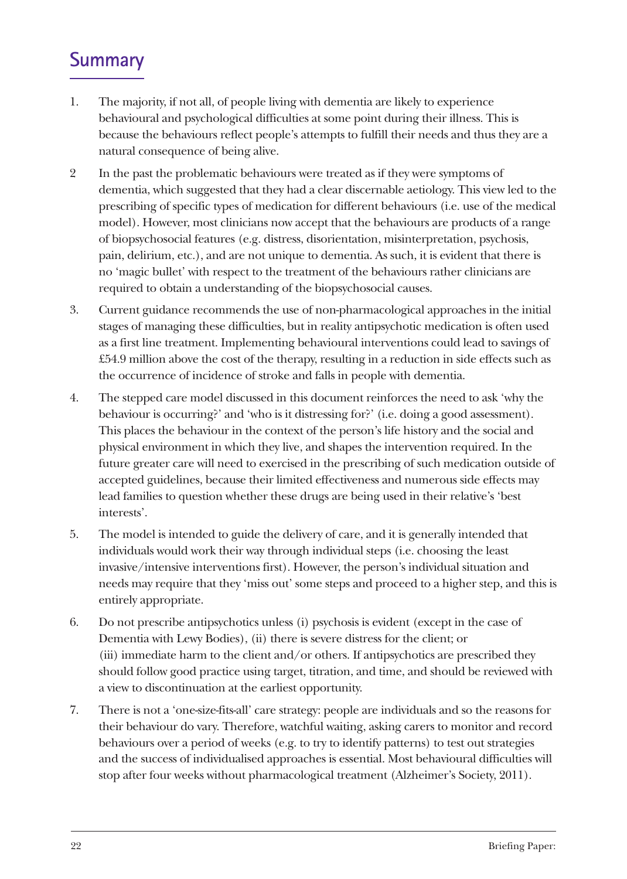## Summary

1. The majority, if not all, of people living with dementia are likely to experience behavioural and psychological difficulties at some point during their illness. This is because the behaviours reflect people's attempts to fulfill their needs and thus they are a natural consequence of being alive.

2 In the past the problematic behaviours were treated as if they were symptoms of dementia, which suggested that they had a clear discernable aetiology. This view led to the prescribing of specific types of medication for different behaviours (i.e. use of the medical model). However, most clinicians now accept that the behaviours are products of a range of biopsychosocial features (e.g. distress, disorientation, misinterpretation, psychosis, pain, delirium, etc.), and are not unique to dementia. As such, it is evident that there is no 'magic bullet' with respect to the treatment of the behaviours rather clinicians are required to obtain a understanding of the biopsychosocial causes.

3. Current guidance recommends the use of non-pharmacological approaches in the initial stages of managing these difficulties, but in reality antipsychotic medication is often used as a first line treatment. Implementing behavioural interventions could lead to savings of £54.9 million above the cost of the therapy, resulting in a reduction in side effects such as the occurrence of incidence of stroke and falls in people with dementia.

4. The stepped care model discussed in this document reinforces the need to ask 'why the behaviour is occurring?' and 'who is it distressing for?' (i.e. doing a good assessment). This places the behaviour in the context of the person's life history and the social and physical environment in which they live, and shapes the intervention required. In the future greater care will need to exercised in the prescribing of such medication outside of accepted guidelines, because their limited effectiveness and numerous side effects may lead families to question whether these drugs are being used in their relative's 'best interests'.

5. The model is intended to guide the delivery of care, and it is generally intended that individuals would work their way through individual steps (i.e. choosing the least invasive/intensive interventions first). However, the person's individual situation and needs may require that they 'miss out' some steps and proceed to a higher step, and this is entirely appropriate.

6. Do not prescribe antipsychotics unless (i) psychosis is evident (except in the case of Dementia with Lewy Bodies), (ii) there is severe distress for the client; or (iii) immediate harm to the client and/or others. If antipsychotics are prescribed they should follow good practice using target, titration, and time, and should be reviewed with a view to discontinuation at the earliest opportunity.

7. There is not a 'one-size-fits-all' care strategy: people are individuals and so the reasons for their behaviour do vary. Therefore, watchful waiting, asking carers to monitor and record behaviours over a period of weeks (e.g. to try to identify patterns) to test out strategies and the success of individualised approaches is essential. Most behavioural difficulties will stop after four weeks without pharmacological treatment (Alzheimer's Society, 2011).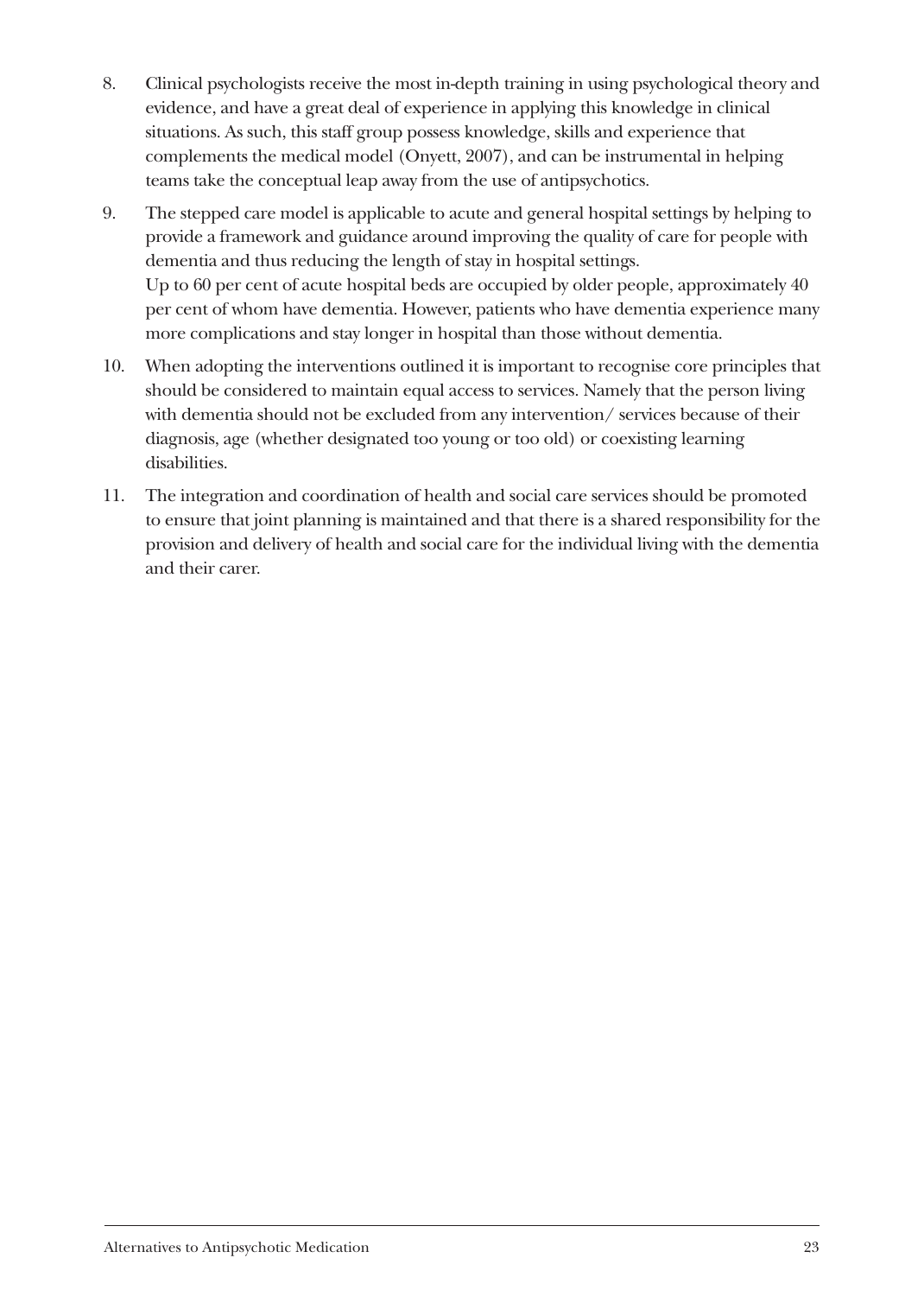8. Clinical psychologists receive the most in-depth training in using psychological theory and evidence, and have a great deal of experience in applying this knowledge in clinical situations. As such, this staff group possess knowledge, skills and experience that complements the medical model (Onyett, 2007), and can be instrumental in helping teams take the conceptual leap away from the use of antipsychotics.

9. The stepped care model is applicable to acute and general hospital settings by helping to provide a framework and guidance around improving the quality of care for people with dementia and thus reducing the length of stay in hospital settings.
   Up to 60 per cent of acute hospital beds are occupied by older people, approximately 40 per cent of whom have dementia. However, patients who have dementia experience many more complications and stay longer in hospital than those without dementia.

10. When adopting the interventions outlined it is important to recognise core principles that should be considered to maintain equal access to services. Namely that the person living with dementia should not be excluded from any intervention/ services because of their diagnosis, age (whether designated too young or too old) or coexisting learning disabilities.

11. The integration and coordination of health and social care services should be promoted to ensure that joint planning is maintained and that there is a shared responsibility for the provision and delivery of health and social care for the individual living with the dementia and their carer.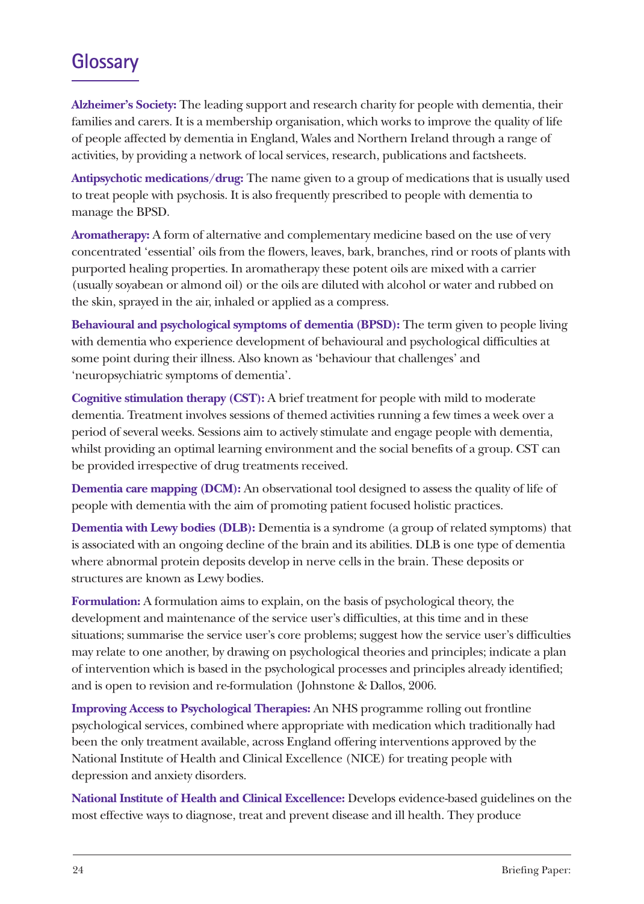# Glossary

**Alzheimer's Society:** The leading support and research charity for people with dementia, their families and carers. It is a membership organisation, which works to improve the quality of life of people affected by dementia in England, Wales and Northern Ireland through a range of activities, by providing a network of local services, research, publications and factsheets.

**Antipsychotic medications/drug:** The name given to a group of medications that is usually used to treat people with psychosis. It is also frequently prescribed to people with dementia to manage the BPSD.

**Aromatherapy:** A form of alternative and complementary medicine based on the use of very concentrated 'essential' oils from the flowers, leaves, bark, branches, rind or roots of plants with purported healing properties. In aromatherapy these potent oils are mixed with a carrier (usually soyabean or almond oil) or the oils are diluted with alcohol or water and rubbed on the skin, sprayed in the air, inhaled or applied as a compress.

**Behavioural and psychological symptoms of dementia (BPSD):** The term given to people living with dementia who experience development of behavioural and psychological difficulties at some point during their illness. Also known as 'behaviour that challenges' and 'neuropsychiatric symptoms of dementia'.

**Cognitive stimulation therapy (CST):** A brief treatment for people with mild to moderate dementia. Treatment involves sessions of themed activities running a few times a week over a period of several weeks. Sessions aim to actively stimulate and engage people with dementia, whilst providing an optimal learning environment and the social benefits of a group. CST can be provided irrespective of drug treatments received.

**Dementia care mapping (DCM):** An observational tool designed to assess the quality of life of people with dementia with the aim of promoting patient focused holistic practices.

**Dementia with Lewy bodies (DLB):** Dementia is a syndrome (a group of related symptoms) that is associated with an ongoing decline of the brain and its abilities. DLB is one type of dementia where abnormal protein deposits develop in nerve cells in the brain. These deposits or structures are known as Lewy bodies.

**Formulation:** A formulation aims to explain, on the basis of psychological theory, the development and maintenance of the service user's difficulties, at this time and in these situations; summarise the service user's core problems; suggest how the service user's difficulties may relate to one another, by drawing on psychological theories and principles; indicate a plan of intervention which is based in the psychological processes and principles already identified; and is open to revision and re-formulation (Johnstone & Dallos, 2006.

**Improving Access to Psychological Therapies:** An NHS programme rolling out frontline psychological services, combined where appropriate with medication which traditionally had been the only treatment available, across England offering interventions approved by the National Institute of Health and Clinical Excellence (NICE) for treating people with depression and anxiety disorders.

**National Institute of Health and Clinical Excellence:** Develops evidence-based guidelines on the most effective ways to diagnose, treat and prevent disease and ill health. They produce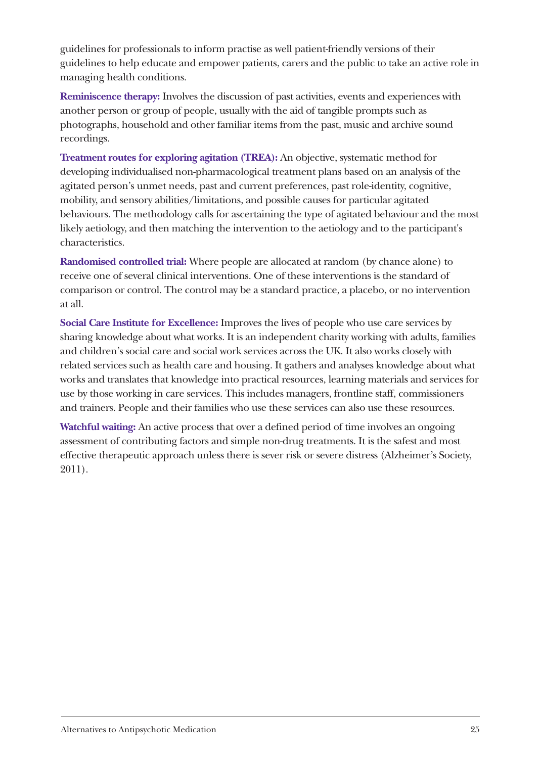guidelines for professionals to inform practise as well patient-friendly versions of their guidelines to help educate and empower patients, carers and the public to take an active role in managing health conditions.

**Reminiscence therapy:** Involves the discussion of past activities, events and experiences with another person or group of people, usually with the aid of tangible prompts such as photographs, household and other familiar items from the past, music and archive sound recordings.

**Treatment routes for exploring agitation (TREA):** An objective, systematic method for developing individualised non-pharmacological treatment plans based on an analysis of the agitated person's unmet needs, past and current preferences, past role-identity, cognitive, mobility, and sensory abilities/limitations, and possible causes for particular agitated behaviours. The methodology calls for ascertaining the type of agitated behaviour and the most likely aetiology, and then matching the intervention to the aetiology and to the participant's characteristics.

**Randomised controlled trial:** Where people are allocated at random (by chance alone) to receive one of several clinical interventions. One of these interventions is the standard of comparison or control. The control may be a standard practice, a placebo, or no intervention at all.

**Social Care Institute for Excellence:** Improves the lives of people who use care services by sharing knowledge about what works. It is an independent charity working with adults, families and children's social care and social work services across the UK. It also works closely with related services such as health care and housing. It gathers and analyses knowledge about what works and translates that knowledge into practical resources, learning materials and services for use by those working in care services. This includes managers, frontline staff, commissioners and trainers. People and their families who use these services can also use these resources.

**Watchful waiting:** An active process that over a defined period of time involves an ongoing assessment of contributing factors and simple non-drug treatments. It is the safest and most effective therapeutic approach unless there is sever risk or severe distress (Alzheimer's Society, 2011).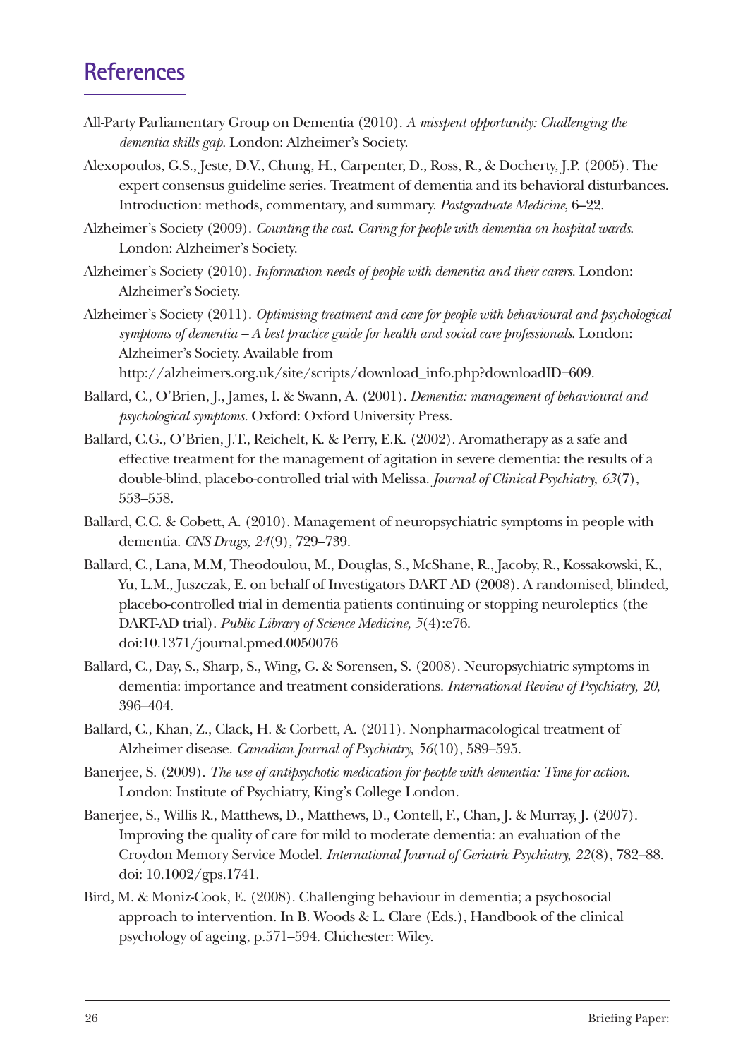## References

All-Party Parliamentary Group on Dementia (2010). *A misspent opportunity: Challenging the dementia skills gap.* London: Alzheimer's Society.

Alexopoulos, G.S., Jeste, D.V., Chung, H., Carpenter, D., Ross, R., & Docherty, J.P. (2005). The expert consensus guideline series. Treatment of dementia and its behavioral disturbances. Introduction: methods, commentary, and summary. *Postgraduate Medicine*, 6–22.

Alzheimer's Society (2009). *Counting the cost. Caring for people with dementia on hospital wards.* London: Alzheimer's Society.

Alzheimer's Society (2010). *Information needs of people with dementia and their carers.* London: Alzheimer's Society.

Alzheimer's Society (2011). *Optimising treatment and care for people with behavioural and psychological symptoms of dementia – A best practice guide for health and social care professionals.* London: Alzheimer's Society. Available from http://alzheimers.org.uk/site/scripts/download_info.php?downloadID=609.

Ballard, C., O'Brien, J., James, I. & Swann, A. (2001). *Dementia: management of behavioural and psychological symptoms.* Oxford: Oxford University Press.

Ballard, C.G., O'Brien, J.T., Reichelt, K. & Perry, E.K. (2002). Aromatherapy as a safe and effective treatment for the management of agitation in severe dementia: the results of a double-blind, placebo-controlled trial with Melissa. *Journal of Clinical Psychiatry, 63*(7), 553–558.

Ballard, C.C. & Cobett, A. (2010). Management of neuropsychiatric symptoms in people with dementia. *CNS Drugs, 24*(9), 729–739.

Ballard, C., Lana, M.M, Theodoulou, M., Douglas, S., McShane, R., Jacoby, R., Kossakowski, K., Yu, L.M., Juszczak, E. on behalf of Investigators DART AD (2008). A randomised, blinded, placebo-controlled trial in dementia patients continuing or stopping neuroleptics (the DART-AD trial). *Public Library of Science Medicine, 5*(4):e76. doi:10.1371/journal.pmed.0050076

Ballard, C., Day, S., Sharp, S., Wing, G. & Sorensen, S. (2008). Neuropsychiatric symptoms in dementia: importance and treatment considerations. *International Review of Psychiatry, 20*, 396–404.

Ballard, C., Khan, Z., Clack, H. & Corbett, A. (2011). Nonpharmacological treatment of Alzheimer disease. *Canadian Journal of Psychiatry, 56*(10), 589–595.

Banerjee, S. (2009). *The use of antipsychotic medication for people with dementia: Time for action.* London: Institute of Psychiatry, King's College London.

Banerjee, S., Willis R., Matthews, D., Matthews, D., Contell, F., Chan, J. & Murray, J. (2007). Improving the quality of care for mild to moderate dementia: an evaluation of the Croydon Memory Service Model. *International Journal of Geriatric Psychiatry, 22*(8), 782–88. doi: 10.1002/gps.1741.

Bird, M. & Moniz-Cook, E. (2008). Challenging behaviour in dementia; a psychosocial approach to intervention. In B. Woods & L. Clare (Eds.), Handbook of the clinical psychology of ageing, p.571–594. Chichester: Wiley.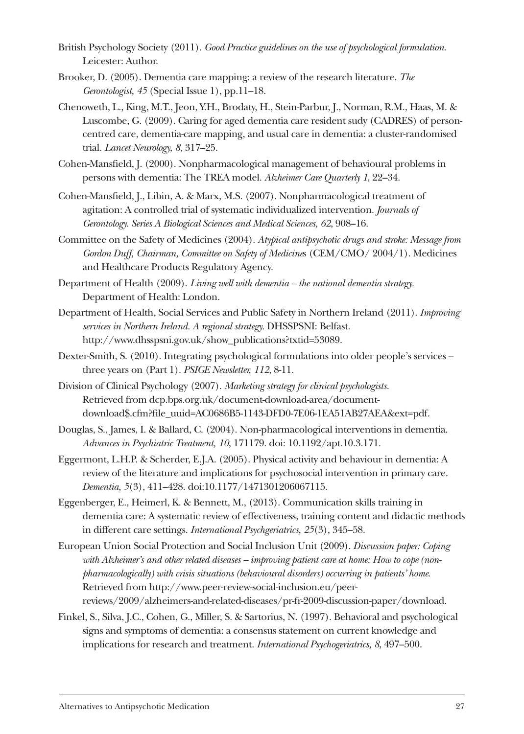British Psychology Society (2011). *Good Practice guidelines on the use of psychological formulation.* Leicester: Author.

Brooker, D. (2005). Dementia care mapping: a review of the research literature. *The Gerontologist, 45* (Special Issue 1), pp.11–18.

Chenoweth, L., King, M.T., Jeon, Y.H., Brodaty, H., Stein-Parbur, J., Norman, R.M., Haas, M. & Luscombe, G. (2009). Caring for aged dementia care resident sudy (CADRES) of person-centred care, dementia-care mapping, and usual care in dementia: a cluster-randomised trial. *Lancet Neurology, 8*, 317–25.

Cohen-Mansfield, J. (2000). Nonpharmacological management of behavioural problems in persons with dementia: The TREA model. *Alzheimer Care Quarterly 1*, 22–34.

Cohen-Mansfield, J., Libin, A. & Marx, M.S. (2007). Nonpharmacological treatment of agitation: A controlled trial of systematic individualized intervention. *Journals of Gerontology. Series A Biological Sciences and Medical Sciences, 62*, 908–16.

Committee on the Safety of Medicines (2004). *Atypical antipsychotic drugs and stroke: Message from Gordon Duff, Chairman, Committee on Safety of Medicines* (CEM/CMO/ 2004/1). Medicines and Healthcare Products Regulatory Agency.

Department of Health (2009). *Living well with dementia – the national dementia strategy.* Department of Health: London.

Department of Health, Social Services and Public Safety in Northern Ireland (2011). *Improving services in Northern Ireland. A regional strategy.* DHSSPSNI: Belfast. http://www.dhsspsni.gov.uk/show_publications?txtid=53089.

Dexter-Smith, S. (2010). Integrating psychological formulations into older people's services – three years on (Part 1). *PSIGE Newsletter, 112*, 8-11.

Division of Clinical Psychology (2007). *Marketing strategy for clinical psychologists.* Retrieved from dcp.bps.org.uk/document-download-area/document-download$.cfm?file_uuid=AC0686B5-1143-DFD0-7E06-1EA51AB27AEA&ext=pdf.

Douglas, S., James, I. & Ballard, C. (2004). Non-pharmacological interventions in dementia. *Advances in Psychiatric Treatment, 10*, 171179. doi: 10.1192/apt.10.3.171.

Eggermont, L.H.P. & Scherder, E.J.A. (2005). Physical activity and behaviour in dementia: A review of the literature and implications for psychosocial intervention in primary care. *Dementia, 5*(3), 411–428. doi:10.1177/1471301206067115.

Eggenberger, E., Heimerl, K. & Bennett, M., (2013). Communication skills training in dementia care: A systematic review of effectiveness, training content and didactic methods in different care settings. *International Psychgeriatrics, 25*(3), 345–58.

European Union Social Protection and Social Inclusion Unit (2009). *Discussion paper: Coping with Alzheimer's and other related diseases – improving patient care at home: How to cope (non-pharmacologically) with crisis situations (behavioural disorders) occurring in patients' home.* Retrieved from http://www.peer-review-social-inclusion.eu/peer-reviews/2009/alzheimers-and-related-diseases/pr-fr-2009-discussion-paper/download.

Finkel, S., Silva, J.C., Cohen, G., Miller, S. & Sartorius, N. (1997). Behavioral and psychological signs and symptoms of dementia: a consensus statement on current knowledge and implications for research and treatment. *International Psychogeriatrics, 8*, 497–500.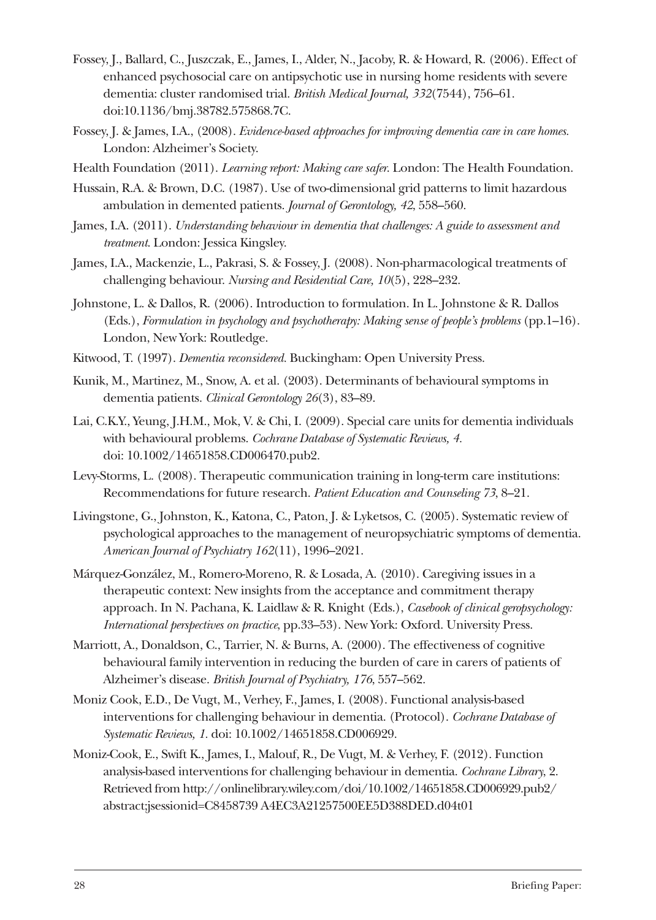Fossey, J., Ballard, C., Juszczak, E., James, I., Alder, N., Jacoby, R. & Howard, R. (2006). Effect of enhanced psychosocial care on antipsychotic use in nursing home residents with severe dementia: cluster randomised trial. *British Medical Journal, 332*(7544), 756–61. doi:10.1136/bmj.38782.575868.7C.

Fossey, J. & James, I.A., (2008). *Evidence-based approaches for improving dementia care in care homes.* London: Alzheimer's Society.

Health Foundation (2011). *Learning report: Making care safer.* London: The Health Foundation.

Hussain, R.A. & Brown, D.C. (1987). Use of two-dimensional grid patterns to limit hazardous ambulation in demented patients. *Journal of Gerontology, 42*, 558–560.

James, I.A. (2011). *Understanding behaviour in dementia that challenges: A guide to assessment and treatment.* London: Jessica Kingsley.

James, I.A., Mackenzie, L., Pakrasi, S. & Fossey, J. (2008). Non-pharmacological treatments of challenging behaviour. *Nursing and Residential Care, 10*(5), 228–232.

Johnstone, L. & Dallos, R. (2006). Introduction to formulation. In L. Johnstone & R. Dallos (Eds.), *Formulation in psychology and psychotherapy: Making sense of people's problems* (pp.1–16). London, New York: Routledge.

Kitwood, T. (1997). *Dementia reconsidered.* Buckingham: Open University Press.

Kunik, M., Martinez, M., Snow, A. et al. (2003). Determinants of behavioural symptoms in dementia patients. *Clinical Gerontology 26*(3), 83–89.

Lai, C.K.Y., Yeung, J.H.M., Mok, V. & Chi, I. (2009). Special care units for dementia individuals with behavioural problems. *Cochrane Database of Systematic Reviews, 4.* doi: 10.1002/14651858.CD006470.pub2.

Levy-Storms, L. (2008). Therapeutic communication training in long-term care institutions: Recommendations for future research. *Patient Education and Counseling 73*, 8–21.

Livingstone, G., Johnston, K., Katona, C., Paton, J. & Lyketsos, C. (2005). Systematic review of psychological approaches to the management of neuropsychiatric symptoms of dementia. *American Journal of Psychiatry 162*(11), 1996–2021.

Márquez-González, M., Romero-Moreno, R. & Losada, A. (2010). Caregiving issues in a therapeutic context: New insights from the acceptance and commitment therapy approach. In N. Pachana, K. Laidlaw & R. Knight (Eds.), *Casebook of clinical geropsychology: International perspectives on practice*, pp.33–53). New York: Oxford. University Press.

Marriott, A., Donaldson, C., Tarrier, N. & Burns, A. (2000). The effectiveness of cognitive behavioural family intervention in reducing the burden of care in carers of patients of Alzheimer's disease. *British Journal of Psychiatry, 176*, 557–562.

Moniz Cook, E.D., De Vugt, M., Verhey, F., James, I. (2008). Functional analysis-based interventions for challenging behaviour in dementia. (Protocol). *Cochrane Database of Systematic Reviews, 1.* doi: 10.1002/14651858.CD006929.

Moniz-Cook, E., Swift K., James, I., Malouf, R., De Vugt, M. & Verhey, F. (2012). Function analysis-based interventions for challenging behaviour in dementia. *Cochrane Library*, 2. Retrieved from http://onlinelibrary.wiley.com/doi/10.1002/14651858.CD006929.pub2/abstract;jsessionid=C8458739 A4EC3A21257500EE5D388DED.d04t01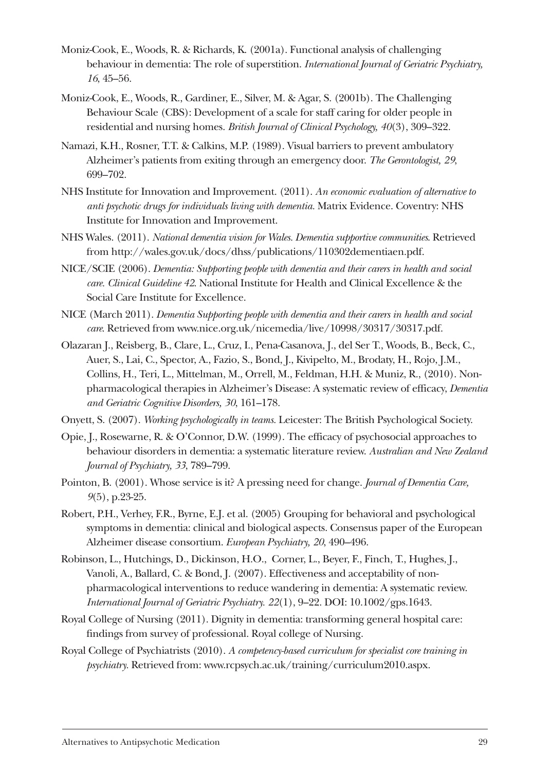Moniz-Cook, E., Woods, R. & Richards, K. (2001a). Functional analysis of challenging behaviour in dementia: The role of superstition. *International Journal of Geriatric Psychiatry, 16*, 45–56.

Moniz-Cook, E., Woods, R., Gardiner, E., Silver, M. & Agar, S. (2001b). The Challenging Behaviour Scale (CBS): Development of a scale for staff caring for older people in residential and nursing homes. *British Journal of Clinical Psychology, 40*(3), 309–322.

Namazi, K.H., Rosner, T.T. & Calkins, M.P. (1989). Visual barriers to prevent ambulatory Alzheimer's patients from exiting through an emergency door. *The Gerontologist, 29*, 699–702.

NHS Institute for Innovation and Improvement. (2011). *An economic evaluation of alternative to anti psychotic drugs for individuals living with dementia.* Matrix Evidence. Coventry: NHS Institute for Innovation and Improvement.

NHS Wales. (2011). *National dementia vision for Wales. Dementia supportive communities*. Retrieved from http://wales.gov.uk/docs/dhss/publications/110302dementiaen.pdf.

NICE/SCIE (2006). *Dementia: Supporting people with dementia and their carers in health and social care. Clinical Guideline 42*. National Institute for Health and Clinical Excellence & the Social Care Institute for Excellence.

NICE (March 2011). *Dementia Supporting people with dementia and their carers in health and social care*. Retrieved from www.nice.org.uk/nicemedia/live/10998/30317/30317.pdf.

Olazaran J., Reisberg, B., Clare, L., Cruz, I., Pena-Casanova, J., del Ser T., Woods, B., Beck, C., Auer, S., Lai, C., Spector, A., Fazio, S., Bond, J., Kivipelto, M., Brodaty, H., Rojo, J.M., Collins, H., Teri, L., Mittelman, M., Orrell, M., Feldman, H.H. & Muniz, R., (2010). Non-pharmacological therapies in Alzheimer's Disease: A systematic review of efficacy, *Dementia and Geriatric Cognitive Disorders, 30*, 161–178.

Onyett, S. (2007). *Working psychologically in teams*. Leicester: The British Psychological Society.

Opie, J., Rosewarne, R. & O'Connor, D.W. (1999). The efficacy of psychosocial approaches to behaviour disorders in dementia: a systematic literature review. *Australian and New Zealand Journal of Psychiatry, 33*, 789–799.

Pointon, B. (2001). Whose service is it? A pressing need for change. *Journal of Dementia Care, 9*(5), p.23-25.

Robert, P.H., Verhey, F.R., Byrne, E.J. et al. (2005) Grouping for behavioral and psychological symptoms in dementia: clinical and biological aspects. Consensus paper of the European Alzheimer disease consortium. *European Psychiatry, 20*, 490–496.

Robinson, L., Hutchings, D., Dickinson, H.O., Corner, L., Beyer, F., Finch, T., Hughes, J., Vanoli, A., Ballard, C. & Bond, J. (2007). Effectiveness and acceptability of non-pharmacological interventions to reduce wandering in dementia: A systematic review. *International Journal of Geriatric Psychiatry. 22*(1), 9–22. DOI: 10.1002/gps.1643.

Royal College of Nursing (2011). Dignity in dementia: transforming general hospital care: findings from survey of professional. Royal college of Nursing.

Royal College of Psychiatrists (2010). *A competency-based curriculum for specialist core training in psychiatry.* Retrieved from: www.rcpsych.ac.uk/training/curriculum2010.aspx.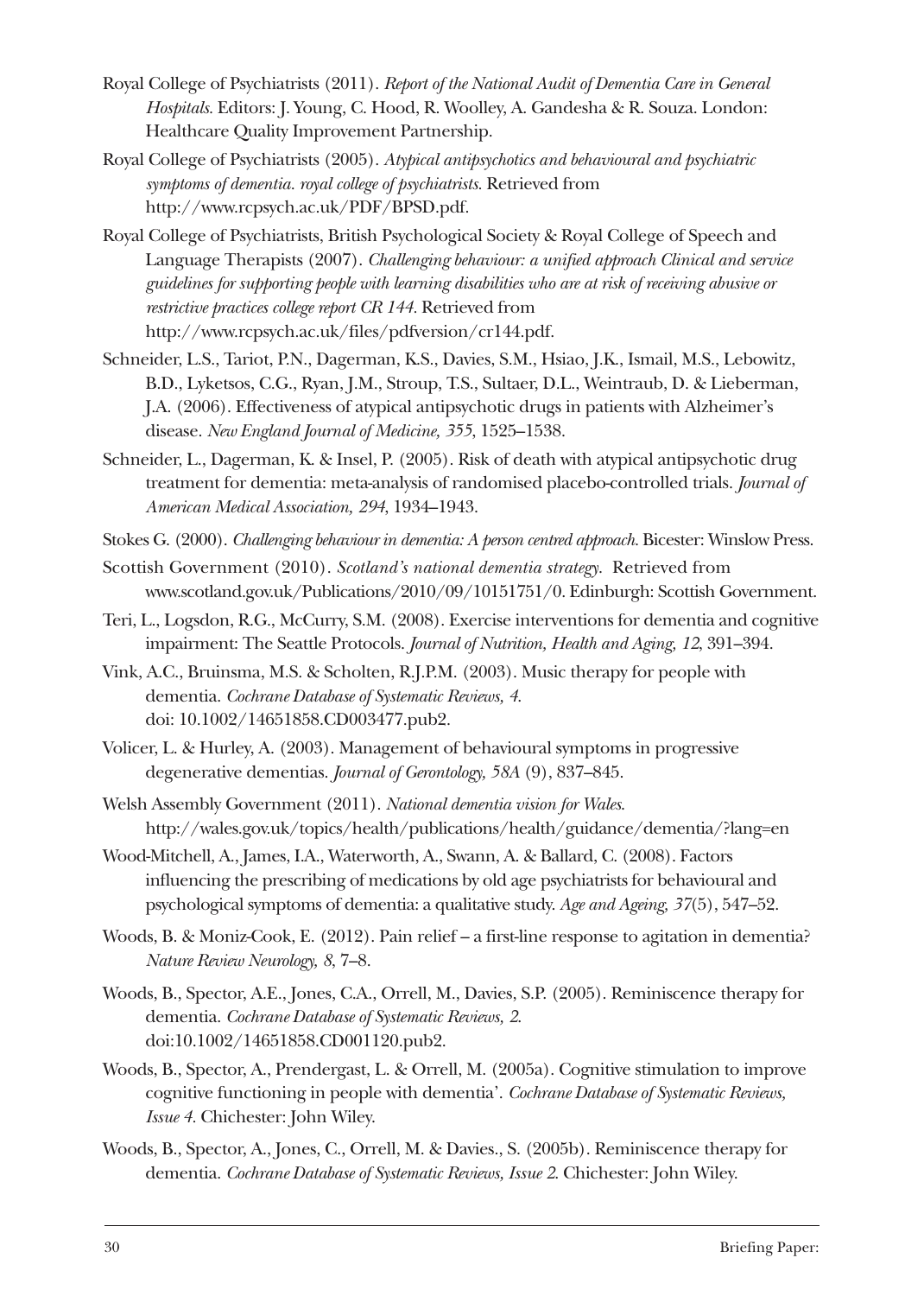Royal College of Psychiatrists (2011). *Report of the National Audit of Dementia Care in General Hospitals.* Editors: J. Young, C. Hood, R. Woolley, A. Gandesha & R. Souza. London: Healthcare Quality Improvement Partnership.

Royal College of Psychiatrists (2005). *Atypical antipsychotics and behavioural and psychiatric symptoms of dementia. royal college of psychiatrists.* Retrieved from http://www.rcpsych.ac.uk/PDF/BPSD.pdf.

Royal College of Psychiatrists, British Psychological Society & Royal College of Speech and Language Therapists (2007). *Challenging behaviour: a unified approach Clinical and service guidelines for supporting people with learning disabilities who are at risk of receiving abusive or restrictive practices college report CR 144.* Retrieved from http://www.rcpsych.ac.uk/files/pdfversion/cr144.pdf.

Schneider, L.S., Tariot, P.N., Dagerman, K.S., Davies, S.M., Hsiao, J.K., Ismail, M.S., Lebowitz, B.D., Lyketsos, C.G., Ryan, J.M., Stroup, T.S., Sultaer, D.L., Weintraub, D. & Lieberman, J.A. (2006). Effectiveness of atypical antipsychotic drugs in patients with Alzheimer's disease. *New England Journal of Medicine, 355*, 1525–1538.

Schneider, L., Dagerman, K. & Insel, P. (2005). Risk of death with atypical antipsychotic drug treatment for dementia: meta-analysis of randomised placebo-controlled trials. *Journal of American Medical Association, 294*, 1934–1943.

Stokes G. (2000). *Challenging behaviour in dementia: A person centred approach.* Bicester: Winslow Press.

Scottish Government (2010). *Scotland's national dementia strategy.* Retrieved from www.scotland.gov.uk/Publications/2010/09/10151751/0. Edinburgh: Scottish Government.

Teri, L., Logsdon, R.G., McCurry, S.M. (2008). Exercise interventions for dementia and cognitive impairment: The Seattle Protocols. *Journal of Nutrition, Health and Aging, 12*, 391–394.

Vink, A.C., Bruinsma, M.S. & Scholten, R.J.P.M. (2003). Music therapy for people with dementia. *Cochrane Database of Systematic Reviews, 4.* doi: 10.1002/14651858.CD003477.pub2.

Volicer, L. & Hurley, A. (2003). Management of behavioural symptoms in progressive degenerative dementias. *Journal of Gerontology, 58A* (9), 837–845.

Welsh Assembly Government (2011). *National dementia vision for Wales.* http://wales.gov.uk/topics/health/publications/health/guidance/dementia/?lang=en

Wood-Mitchell, A., James, I.A., Waterworth, A., Swann, A. & Ballard, C. (2008). Factors influencing the prescribing of medications by old age psychiatrists for behavioural and psychological symptoms of dementia: a qualitative study. *Age and Ageing, 37*(5), 547–52.

Woods, B. & Moniz-Cook, E. (2012). Pain relief – a first-line response to agitation in dementia? *Nature Review Neurology, 8*, 7–8.

Woods, B., Spector, A.E., Jones, C.A., Orrell, M., Davies, S.P. (2005). Reminiscence therapy for dementia. *Cochrane Database of Systematic Reviews, 2.* doi:10.1002/14651858.CD001120.pub2.

Woods, B., Spector, A., Prendergast, L. & Orrell, M. (2005a). Cognitive stimulation to improve cognitive functioning in people with dementia'. *Cochrane Database of Systematic Reviews, Issue 4.* Chichester: John Wiley.

Woods, B., Spector, A., Jones, C., Orrell, M. & Davies., S. (2005b). Reminiscence therapy for dementia. *Cochrane Database of Systematic Reviews, Issue 2.* Chichester: John Wiley.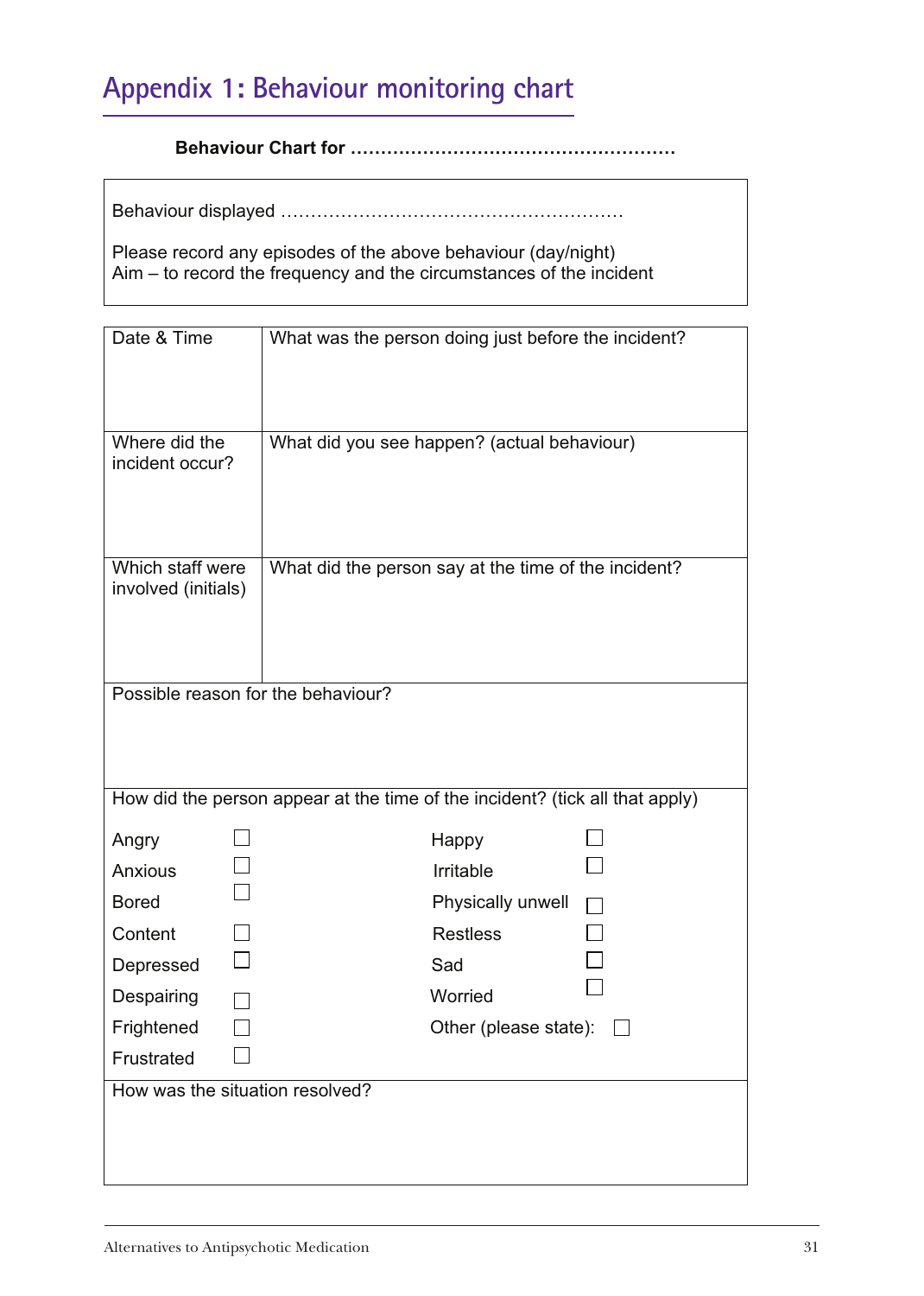# Appendix 1: Behaviour monitoring chart

**Behaviour Chart for ………………………………………………**

Behaviour displayed ………………………………………………

Please record any episodes of the above behaviour (day/night)
Aim – to record the frequency and the circumstances of the incident

| | |
|---|---|
| Date & Time | What was the person doing just before the incident? |
| Where did the incident occur? | What did you see happen? (actual behaviour) |
| Which staff were involved (initials) | What did the person say at the time of the incident? |

Possible reason for the behaviour?

How did the person appear at the time of the incident? (tick all that apply)

| | | | |
|---|---|---|---|
| Angry | ☐ | Happy | ☐ |
| Anxious | ☐ | Irritable | ☐ |
| Bored | ☐ | Physically unwell | ☐ |
| Content | ☐ | Restless | ☐ |
| Depressed | ☐ | Sad | ☐ |
| Despairing | ☐ | Worried | ☐ |
| Frightened | ☐ | Other (please state): | ☐ |
| Frustrated | ☐ | | |

How was the situation resolved?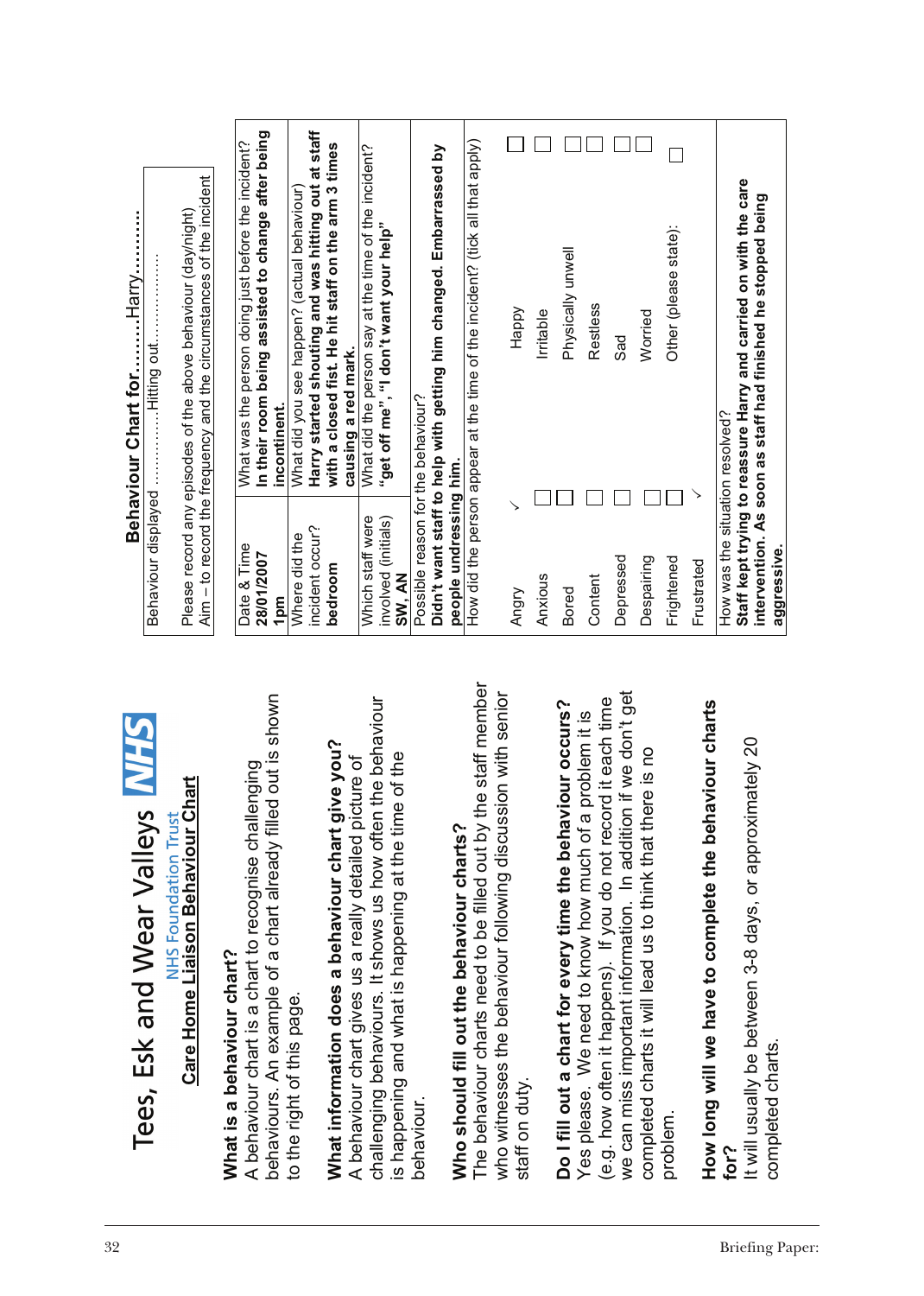# Tees, Esk and Wear Valleys NHS

NHS Foundation Trust

## Care Home Liaison Behaviour Chart

**What is a behaviour chart?**
A behaviour chart is a chart to recognise challenging behaviours. An example of a chart already filled out is shown to the right of this page.

**What information does a behaviour chart give you?**
A behaviour chart gives us a really detailed picture of challenging behaviours. It shows us how often the behaviour is happening and what is happening at the time of the behaviour.

**Who should fill out the behaviour charts?**
The behaviour charts need to be filled out by the staff member who witnesses the behaviour following discussion with senior staff on duty.

**Do I fill out a chart for every time the behaviour occurs?**
Yes please. We need to know how much of a problem it is (e.g. how often it happens). If you do not record it each time we can miss important information. In addition if we don't get completed charts it will lead us to think that there is no problem.

**How long will we have to complete the behaviour charts for?**
It will usually be between 3-8 days, or approximately 20 completed charts.

## Behaviour Chart for……..Harry………

Behaviour displayed …………Hitting out……………

Please record any episodes of the above behaviour (day/night)
Aim – to record the frequency and the circumstances of the incident

| | |
|---|---|
| Date & Time<br>**28/01/2007**<br>**1pm** | What was the person doing just before the incident?<br>**In their room being assisted to change after being incontinent.** |
| Where did the incident occur?<br>**bedroom** | What did you see happen? (actual behaviour)<br>**Harry started shouting and was hitting out at staff with a closed fist. He hit staff on the arm 3 times causing a red mark.** |
| Which staff were involved (initials)<br>**SW, AN** | What did the person say at the time of the incident?<br>**"get off me", "I don't want your help"** |

Possible reason for the behaviour?
**Didn't want staff to help with getting him changed. Embarrassed by people undressing him.**

How did the person appear at the time of the incident? (tick all that apply)

| | | | |
|---|---|---|---|
| Angry | ✓ | Happy | ☐ |
| Anxious | ☐ | Irritable | ☐ |
| Bored | ☐ | Physically unwell | ☐ |
| Content | ☐ | Restless | ☐ |
| Depressed | ☐ | Sad | ☐ |
| Despairing | ☐ | Worried | ☐ |
| Frightened | ☐ | Other (please state): | ☐ |
| Frustrated | ✓ | | |

How was the situation resolved?
**Staff kept trying to reassure Harry and carried on with the care intervention. As soon as staff had finished he stopped being aggressive.**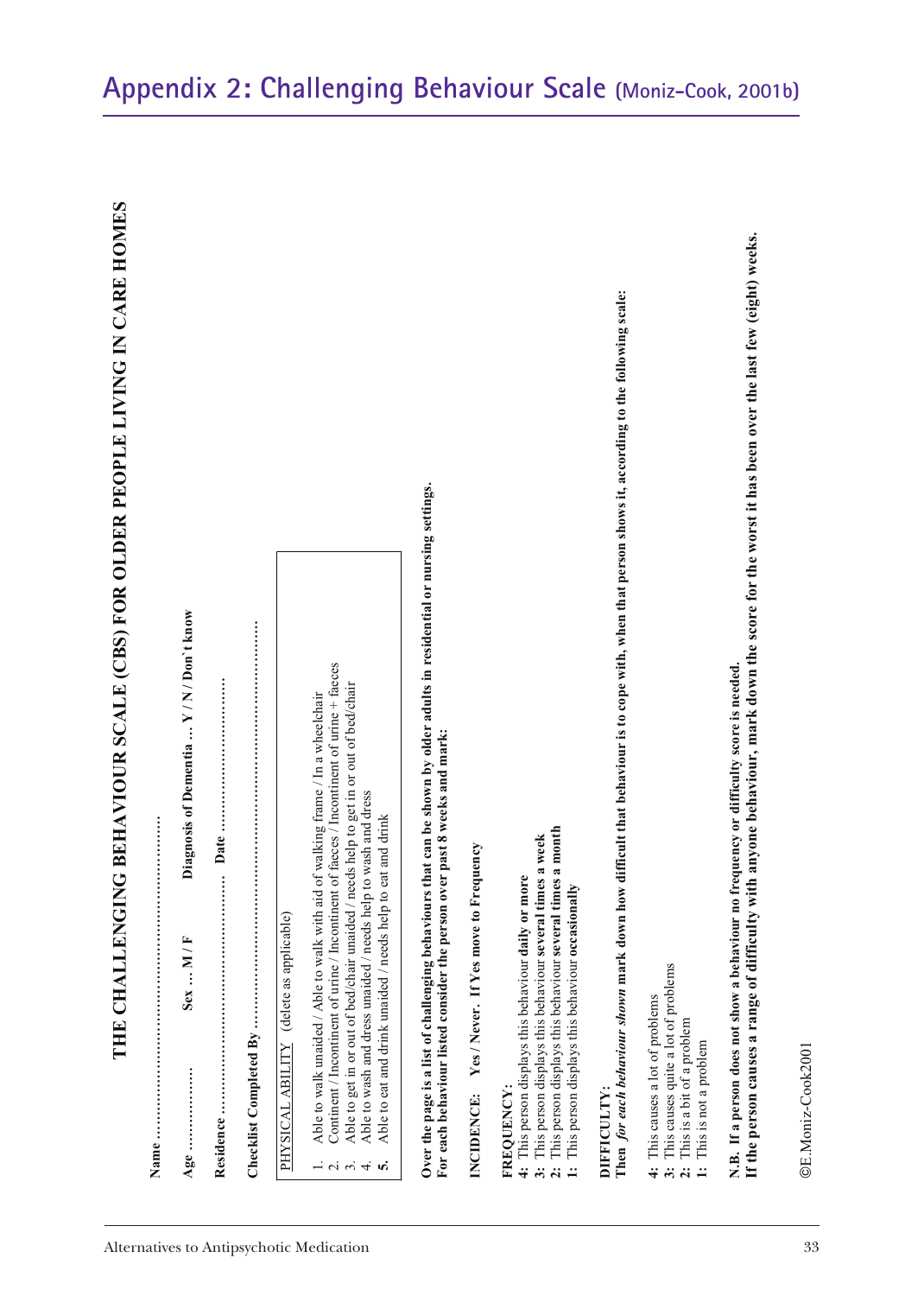# Appendix 2: Challenging Behaviour Scale (Moniz-Cook, 2001b)

## THE CHALLENGING BEHAVIOUR SCALE (CBS) FOR OLDER PEOPLE LIVING IN CARE HOMES

**Name** ……………………………………………

**Age** ……………… **Sex … M / F** **Diagnosis of Dementia … Y / N / Don't know**

**Residence** ………………………………………… **Date** ………………………………

**Checklist Completed By** ……………………………………………………………………

PHYSICAL ABILITY (delete as applicable)

1. Able to walk unaided / Able to walk with aid of walking frame / In a wheelchair
2. Continent / Incontinent of urine / Incontinent of faeces / Incontinent of urine + faeces
3. Able to get in or out of bed/chair unaided / needs help to get in or out of bed/chair
4. Able to wash and dress unaided / needs help to wash and dress
5. Able to eat and drink unaided / needs help to eat and drink

**Over the page is a list of challenging behaviours that can be shown by older adults in residential or nursing settings.**
**For each behaviour listed consider the person over past 8 weeks and mark:**

**INCIDENCE: Yes / Never. If Yes move to Frequency**

**FREQUENCY:**
**4:** This person displays this behaviour **daily or more**
**3:** This person displays this behaviour **several times a week**
**2:** This person displays this behaviour **several times a month**
**1:** This person displays this behaviour **occasionally**

**DIFFICULTY:**
**Then** *for each behaviour shown* **mark down how difficult that behaviour is to cope with, when that person shows it, according to the following scale:**

**4:** This causes a lot of problems
**3:** This causes quite a lot of problems
**2:** This is a bit of a problem
**1:** This is not a problem

**N.B. If a person does not show a behaviour no frequency or difficulty score is needed.**
**If the person causes a range of difficulty with anyone behaviour, mark down the score for the worst it has been over the last few (eight) weeks.**

©E.Moniz-Cook2001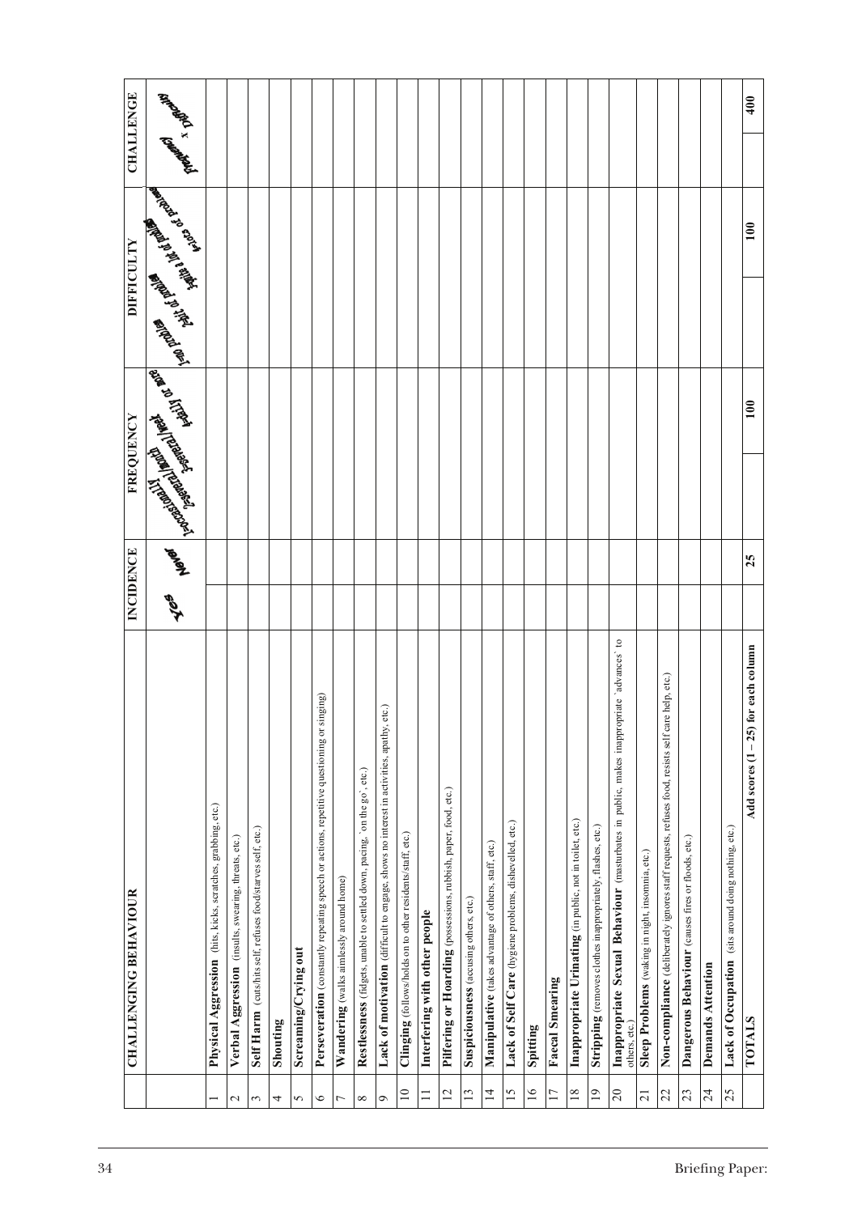| | CHALLENGING BEHAVIOUR | INCIDENCE | | FREQUENCY | DIFFICULTY | CHALLENGE |
|---|---|---|---|---|---|---|
| | | Yes | Never | 1=occasionally 2=several/month 3=several/week 4=daily or more | 1=no problem 2=bit of problem 3=quite a lot of problem 4=lots of problems | Frequency x Difficulty |
| 1 | **Physical Aggression** (hits, kicks, scratches, grabbing, etc.) | | | | | |
| 2 | **Verbal Aggression** (insults, swearing, threats, etc.) | | | | | |
| 3 | **Self Harm** (cuts/hits self, refuses food/starves self, etc.) | | | | | |
| 4 | **Shouting** | | | | | |
| 5 | **Screaming/Crying out** | | | | | |
| 6 | **Perseveration** (constantly repeating speech or actions, repetitive questioning or singing) | | | | | |
| 7 | **Wandering** (walks aimlessly around home) | | | | | |
| 8 | **Restlessness** (fidgets, unable to settled down, pacing, 'on the go', etc.) | | | | | |
| 9 | **Lack of motivation** (difficult to engage, shows no interest in activities, apathy, etc.) | | | | | |
| 10 | **Clinging** (follows/holds on to other residents/staff, etc.) | | | | | |
| 11 | **Interfering with other people** | | | | | |
| 12 | **Pilfering or Hoarding** (possessions, rubbish, paper, food, etc.) | | | | | |
| 13 | **Suspiciousness** (accusing others, etc.) | | | | | |
| 14 | **Manipulative** (takes advantage of others, staff, etc.) | | | | | |
| 15 | **Lack of Self Care** (hygiene problems, dishevelled, etc.) | | | | | |
| 16 | **Spitting** | | | | | |
| 17 | **Faecal Smearing** | | | | | |
| 18 | **Inappropriate Urinating** (in public, not in toilet, etc.) | | | | | |
| 19 | **Stripping** (removes clothes inappropriately, flashes, etc.) | | | | | |
| 20 | **Inappropriate Sexual Behaviour** (masturbates in public, makes inappropriate 'advances' to others, etc.) | | | | | |
| 21 | **Sleep Problems** (waking in night, insomnia, etc.) | | | | | |
| 22 | **Non-compliance** (deliberately ignores staff requests, refuses food, resists self care help, etc.) | | | | | |
| 23 | **Dangerous Behaviour** (causes fires or floods, etc.) | | | | | |
| 24 | **Demands Attention** | | | | | |
| 25 | **Lack of Occupation** (sits around doing nothing, etc.) | | | | | |
| | **TOTALS** — Add scores (1 – 25) for each column | | 25 | 100 | 100 | 400 |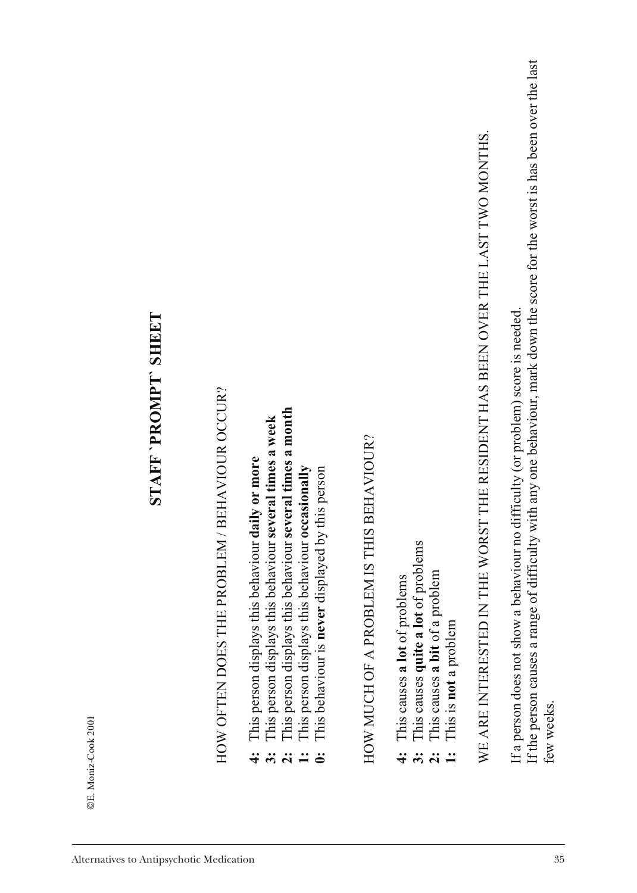©E. Moniz-Cook 2001

# STAFF `PROMPT` SHEET

HOW OFTEN DOES THE PROBLEM / BEHAVIOUR OCCUR?

**4:** This person displays this behaviour **daily or more**
**3:** This person displays this behaviour **several times a week**
**2:** This person displays this behaviour **several times a month**
**1:** This person displays this behaviour **occasionally**
**0:** This behaviour is **never** displayed by this person

HOW MUCH OF A PROBLEM IS THIS BEHAVIOUR?

**4:** This causes **a lot** of problems
**3:** This causes **quite a lot** of problems
**2:** This causes **a bit** of a problem
**1:** This is **not** a problem

WE ARE INTERESTED IN THE WORST THE RESIDENT HAS BEEN OVER THE LAST TWO MONTHS.

If a person does not show a behaviour no difficulty (or problem) score is needed.
If the person causes a range of difficulty with any one behaviour, mark down the score for the worst is has been over the last few weeks.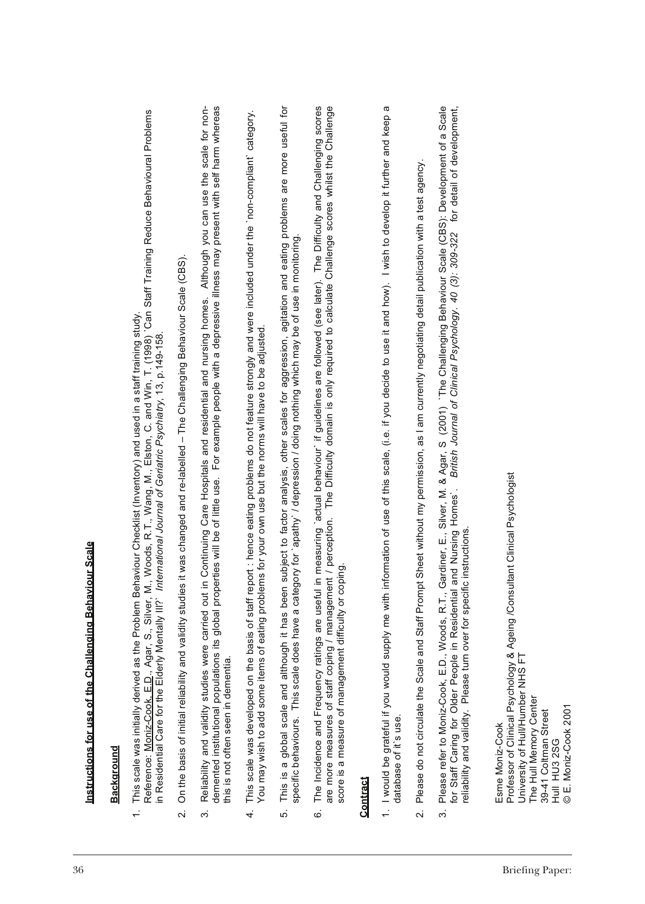# Instructions for use of the Challenging Behaviour Scale

## Background

1. This scale was initially derived as the Problem Behaviour Checklist (Inventory) and used in a staff training study. Reference: Moniz-Cook, E.D., Agar, S., Silver, M., Woods, R.T., Wang, M., Elston, C. and Win, T. (1998) 'Can Staff Training Reduce Behavioural Problems in Residential Care for the Elderly Mentally Ill?' *International Journal of Geriatric Psychiatry*, 13, p.149-158.

2. On the basis of initial reliability and validity studies it was changed and re-labelled – The Challenging Behaviour Scale (CBS).

3. Reliability and validity studies were carried out in Continuing Care Hospitals and residential and nursing homes. Although you can use the scale for non-demented institutional populations its global properties will be of little use. For example people with a depressive illness may present with self harm whereas this is not often seen in dementia.

4. This scale was developed on the basis of staff report : hence eating problems do not feature strongly and were included under the 'non-compliant' category. You may wish to add some items of eating problems for your own use but the norms will have to be adjusted.

5. This is a global scale and although it has been subject to factor analysis, other scales for aggression, agitation and eating problems are more useful for specific behaviours. This scale does have a category for 'apathy' / depression / doing nothing which may be of use in monitoring.

6. The Incidence and Frequency ratings are useful in measuring 'actual behaviour' if guidelines are followed (see later). The Difficulty and Challenging scores are more measures of staff coping / management / perception. The Difficulty domain is only required to calculate Challenge scores whilst the Challenge score is a measure of management difficulty or coping.

## Contract

1. I would be grateful if you would supply me with information of use of this scale, (i.e. if you decide to use it and how). I wish to develop it further and keep a database of it's use.

2. Please do not circulate the Scale and Staff Prompt Sheet without my permission, as I am currently negotiating detail publication with a test agency.

3. Please refer to Moniz-Cook, E.D., Woods, R.T., Gardiner, E., Silver, M. & Agar, S (2001) 'The Challenging Behaviour Scale (CBS): Development of a Scale for Staff Caring for Older People in Residential and Nursing Homes'. *British Journal of Clinical Psychology. 40 (3): 309-322* for detail of development, reliability and validity. Please turn over for specific instructions.

Esme Moniz-Cook
Professor of Clinical Psychology & Ageing /Consultant Clinical Psychologist
University of Hull/Humber NHS FT
The Hull Memory Center
39-41 Coltman Street
Hull HU3 2SG
© E. Moniz-Cook 2001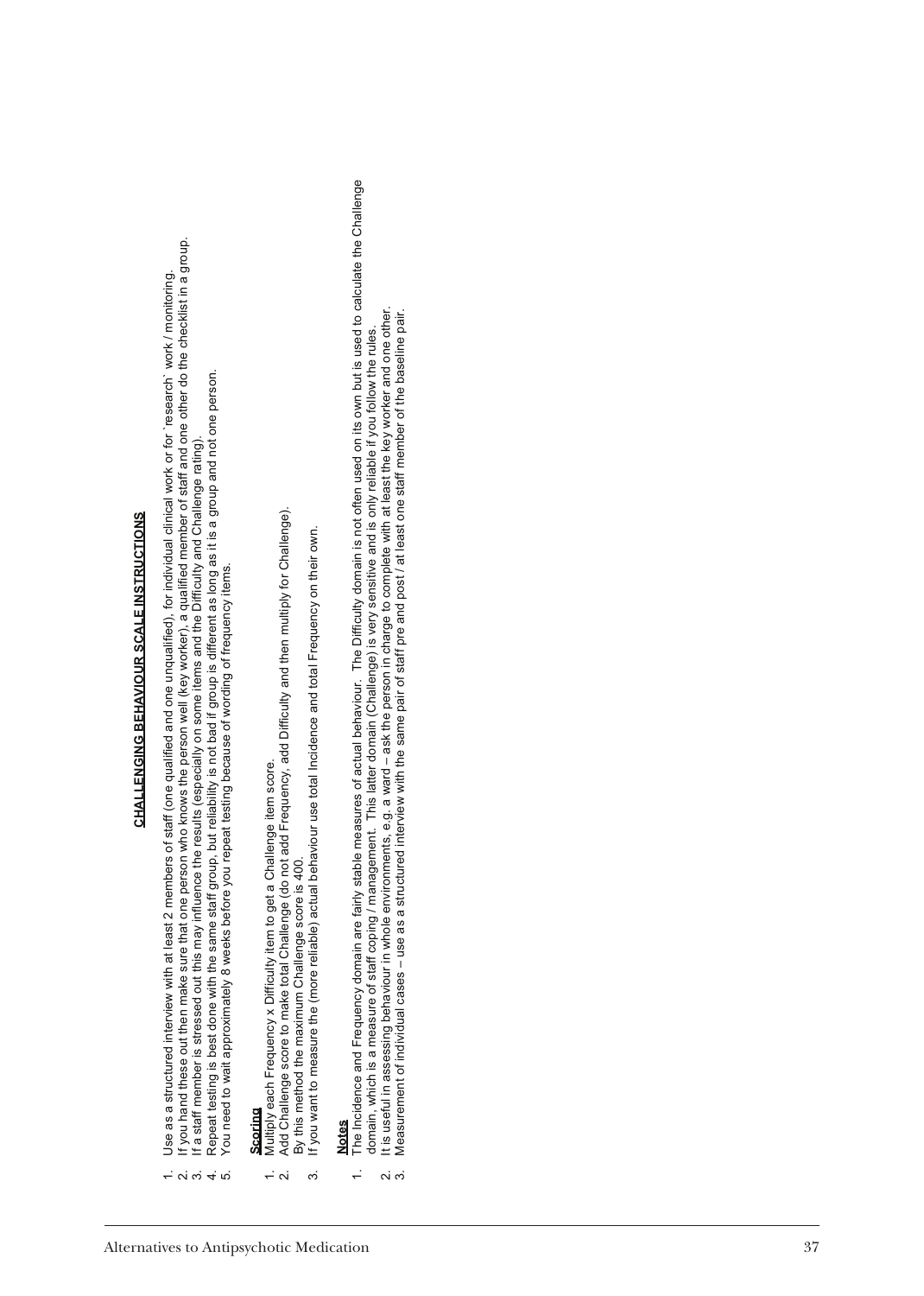# CHALLENGING BEHAVIOUR SCALE INSTRUCTIONS

1. Use as a structured interview with at least 2 members of staff (one qualified and one unqualified), for individual clinical work or for 'research' work / monitoring.
2. If you hand these out then make sure that one person who knows the person well (key worker), a qualified member of staff and one other do the checklist in a group.
3. If a staff member is stressed out this may influence the results (especially on some items and the Difficulty and Challenge rating).
4. Repeat testing is best done with the same staff group, but reliability is not bad if group is different as long as it is a group and not one person.
5. You need to wait approximately 8 weeks before you repeat testing because of wording of frequency items.

## Scoring

1. Multiply each Frequency x Difficulty item to get a Challenge item score.
2. Add Challenge score to make total Challenge (do not add Frequency, add Difficulty and then multiply for Challenge).
   By this method the maximum Challenge score is 400.
3. If you want to measure the (more reliable) actual behaviour use total Incidence and total Frequency on their own.

## Notes

1. The Incidence and Frequency domain are fairly stable measures of actual behaviour. The Difficulty domain is not often used on its own but is used to calculate the Challenge domain, which is a measure of staff coping / management. This latter domain (Challenge) is very sensitive and is only reliable if you follow the rules.
2. It is useful in assessing behaviour in whole environments, e.g. a ward – ask the person in charge to complete with at least the key worker and one other.
3. Measurement of individual cases – use as a structured interview with the same pair of staff pre and post / at least one staff member of the baseline pair.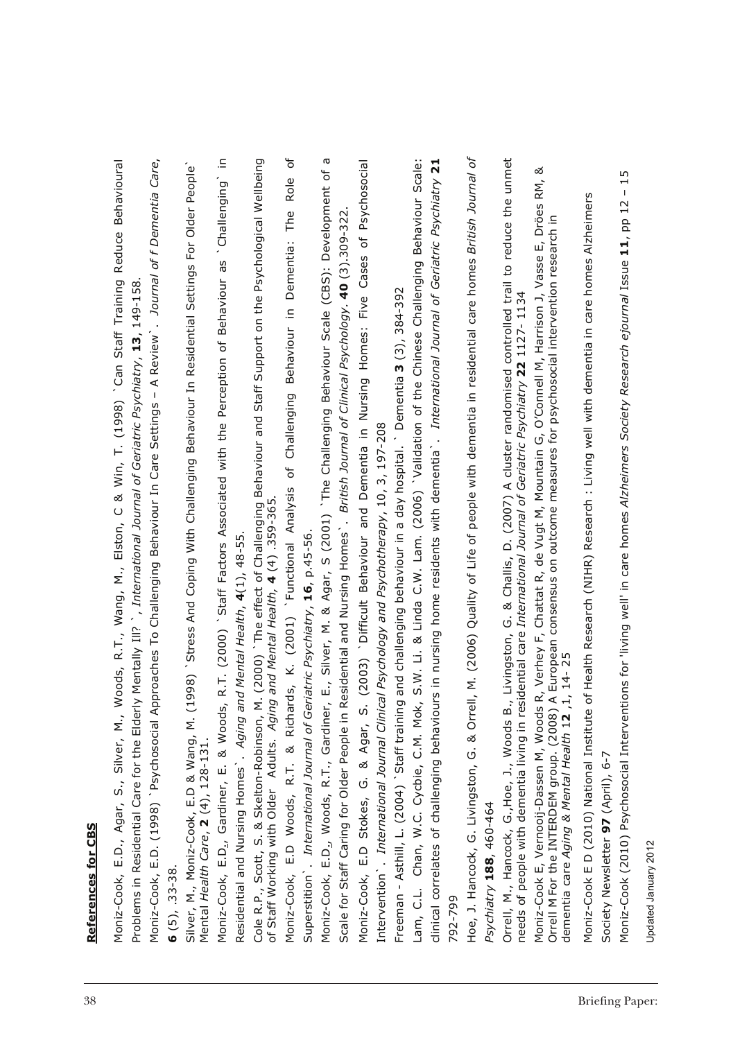## References for CBS

Moniz-Cook, E.D., Agar, S., Silver, M., Woods, R.T., Wang, M., Elston, C & Win, T. (1998) `Can Staff Training Reduce Behavioural Problems in Residential Care for the Elderly Mentally Ill? `, *International Journal of Geriatric Psychiatry*, **13**, 149-158.

Moniz-Cook, E.D. (1998) `Psychosocial Approaches To Challenging Behaviour In Care Settings – A Review`. *Journal of f Dementia Care,* **6** (5), .33-38.

Silver, M., Moniz-Cook, E.D & Wang, M. (1998) `Stress And Coping With Challenging Behaviour In Residential Settings For Older People` Mental *Health Care*, **2** (4), 128-131.

Moniz-Cook, E.D., Gardiner, E. & Woods, R.T. (2000) `Staff Factors Associated with the Perception of Behaviour as `Challenging` in Residential and Nursing Homes`. *Aging and Mental Health*, **4**(1), 48-55.

Cole R.P., Scott, S. & Skelton-Robinson, M. (2000) `The effect of Challenging Behaviour and Staff Support on the Psychological Wellbeing of Staff Working with Older Adults. *Aging and Mental Health*, **4** (4) .359-365.

Moniz-Cook, E.D Woods, R.T. & Richards, K. (2001) `Functional Analysis of Challenging Behaviour in Dementia: The Role of Superstition`. *International Journal of Geriatric Psychiatry*, **16**, p.45-56.

Moniz-Cook, E.D., Woods, R.T., Gardiner, E., Silver, M. & Agar, S (2001) `The Challenging Behaviour Scale (CBS): Development of a Scale for Staff Caring for Older People in Residential and Nursing Homes`. *British Journal of Clinical Psychology*. **40** (3).309-322.

Moniz-Cook, E.D Stokes, G. & Agar, S. (2003) `Difficult Behaviour and Dementia in Nursing Homes: Five Cases of Psychosocial Intervention`. *International Journal Clinical Psychology and Psychotherapy*, 10, 3, 197-208

Freeman - Asthill, L. (2004) `Staff training and challenging behaviour in a day hospital.` Dementia **3** (3), 384-392

Lam, C.L. Chan, W.C. Cycbie, C.M. Mok, S.W. Li. & Linda C.W. Lam. (2006) `Validation of the Chinese Challenging Behaviour Scale: clinical correlates of challenging behaviours in nursing home residents with dementia`. *International Journal of Geriatric Psychiatry* **21** 792-799

Hoe, J. Hancock, G. Livingston, G. & Orrell, M. (2006) Quality of Life of people with dementia in residential care homes *British Journal of Psychiatry* **188**, 460-464

Orrell, M., Hancock, G.,Hoe, J., Woods B., Livingston, G. & Challis, D. (2007) A cluster randomised controlled trail to reduce the unmet needs of people with dementia living in residential care *International Journal of Geriatric Psychiatry* **22** 1127- 1134

Moniz-Cook E, Vernooij-Dassen M, Woods R, Verhey F, Chattat R, de Vugt M, Mountain G, O'Connell M, Harrison J, Vasse E, Dröes RM, & Orrell M For the INTERDEM group. (2008) A European consensus on outcome measures for psychosocial intervention research in dementia care *Aging & Mental Health* 1**2** ,1, 14- 25

Moniz-Cook E D (2010) National Institute of Health Research (NIHR) Research : Living well with dementia in care homes Alzheimers Society Newsletter **97** (April), 6-7

Moniz-Cook (2010) Psychosocial Interventions for 'living well' in care homes *Alzheimers Society Research ejournal* Issue **11**, pp 12 – 15

Updated January 2012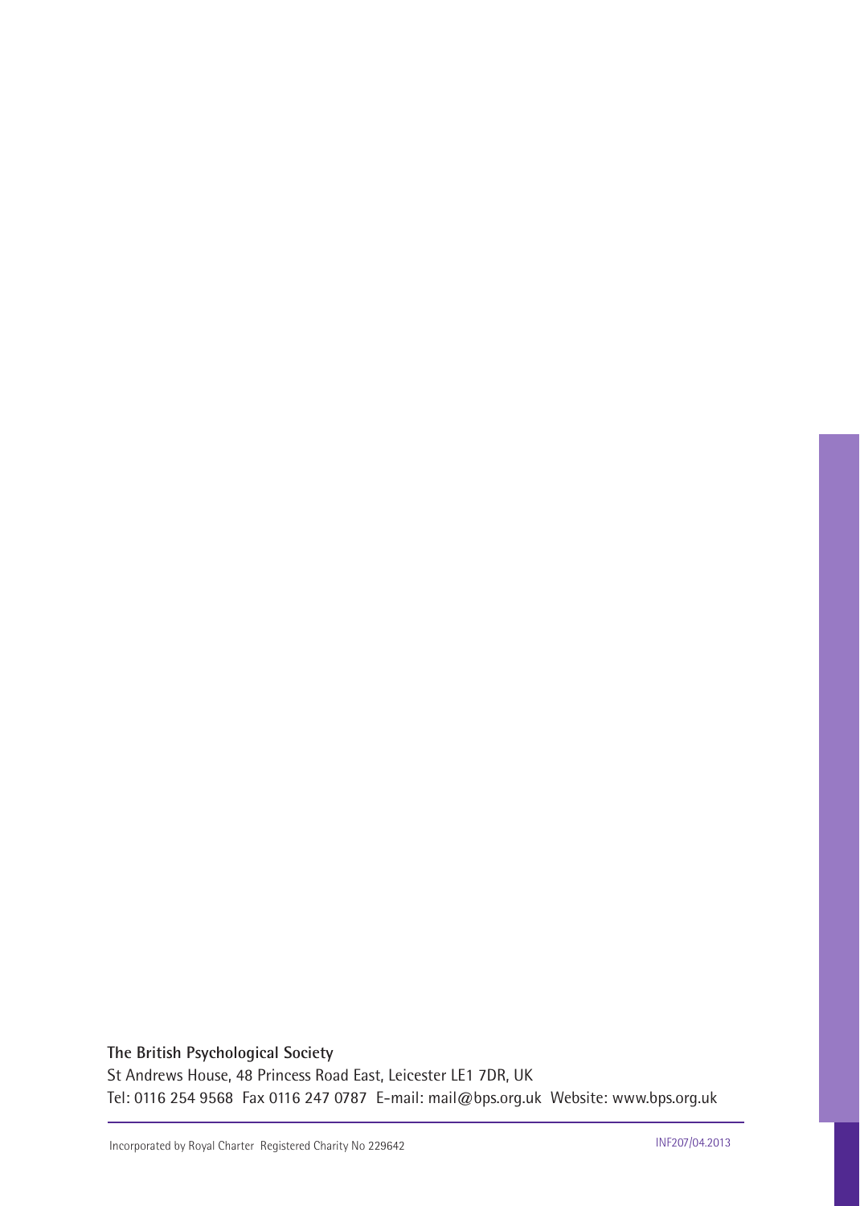**The British Psychological Society**

St Andrews House, 48 Princess Road East, Leicester LE1 7DR, UK

Tel: 0116 254 9568  Fax 0116 247 0787  E-mail: mail@bps.org.uk  Website: www.bps.org.uk

Incorporated by Royal Charter  Registered Charity No 229642

INF207/04.2013